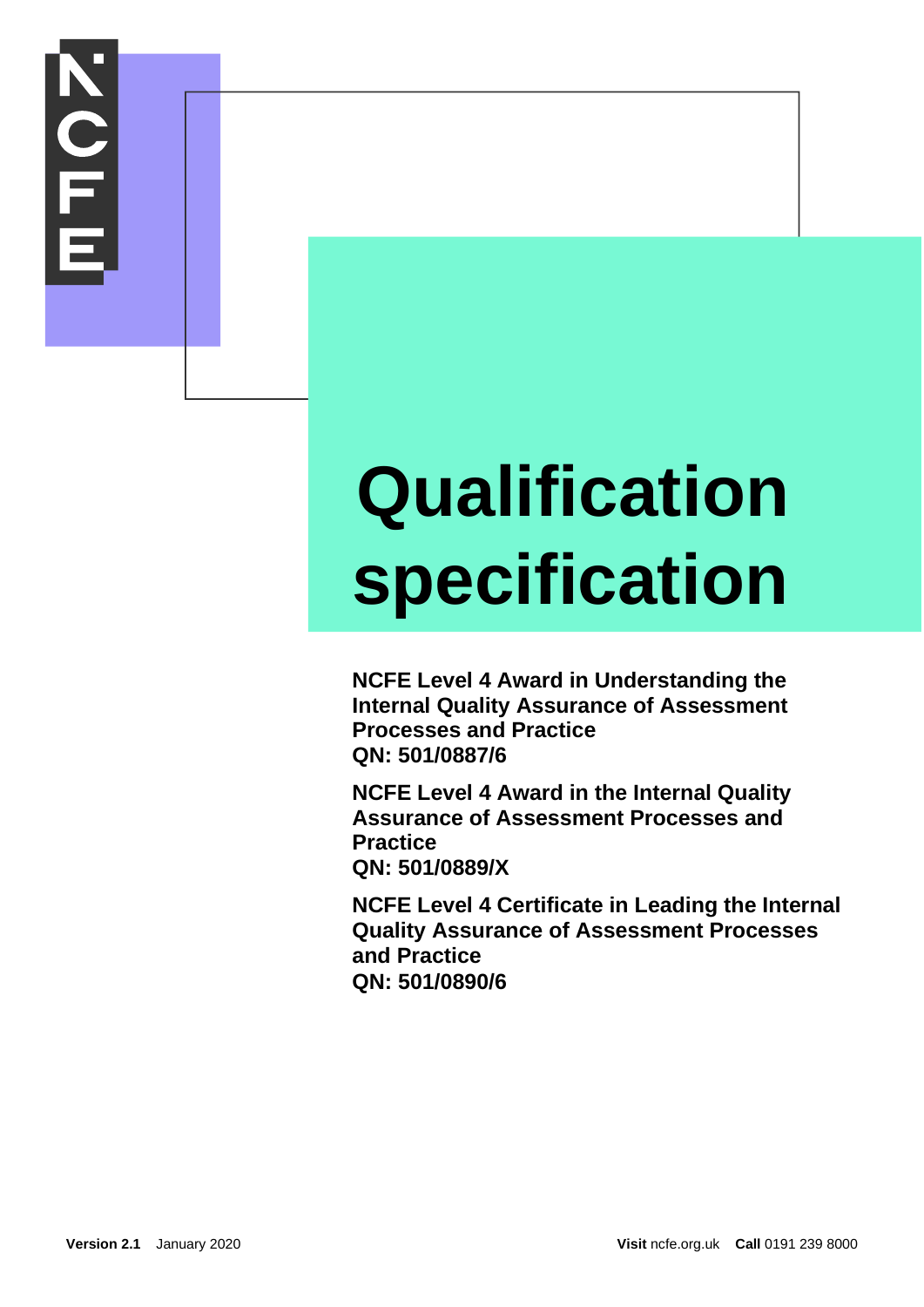# Qualification specification

**NCFE Level 4 Award in Understanding the Internal Quality Assurance of Assessment Processes and Practice**
**QN: 501/0887/6**

**NCFE Level 4 Award in the Internal Quality Assurance of Assessment Processes and Practice**
**QN: 501/0889/X**

**NCFE Level 4 Certificate in Leading the Internal Quality Assurance of Assessment Processes and Practice**
**QN: 501/0890/6**

**Version 2.1** January 2020

**Visit** ncfe.org.uk **Call** 0191 239 8000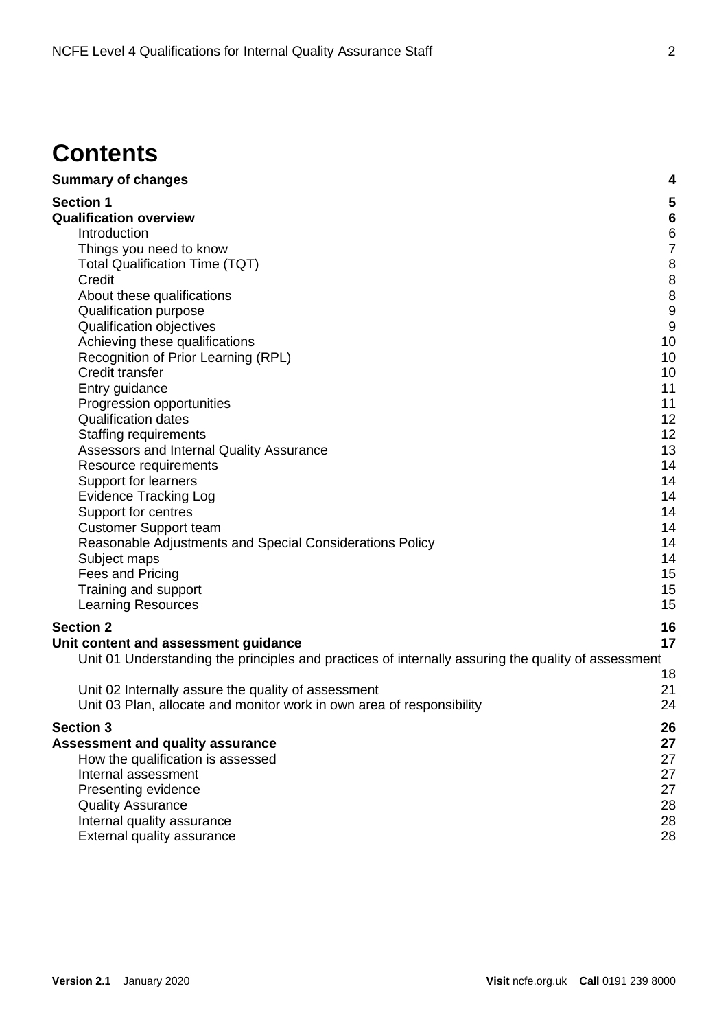# Contents

| | |
|---|---|
| **Summary of changes** | **4** |
| **Section 1** | **5** |
| **Qualification overview** | **6** |
| Introduction | 6 |
| Things you need to know | 7 |
| Total Qualification Time (TQT) | 8 |
| Credit | 8 |
| About these qualifications | 8 |
| Qualification purpose | 9 |
| Qualification objectives | 9 |
| Achieving these qualifications | 10 |
| Recognition of Prior Learning (RPL) | 10 |
| Credit transfer | 10 |
| Entry guidance | 11 |
| Progression opportunities | 11 |
| Qualification dates | 12 |
| Staffing requirements | 12 |
| Assessors and Internal Quality Assurance | 13 |
| Resource requirements | 14 |
| Support for learners | 14 |
| Evidence Tracking Log | 14 |
| Support for centres | 14 |
| Customer Support team | 14 |
| Reasonable Adjustments and Special Considerations Policy | 14 |
| Subject maps | 14 |
| Fees and Pricing | 15 |
| Training and support | 15 |
| Learning Resources | 15 |
| **Section 2** | **16** |
| **Unit content and assessment guidance** | **17** |
| Unit 01 Understanding the principles and practices of internally assuring the quality of assessment | 18 |
| Unit 02 Internally assure the quality of assessment | 21 |
| Unit 03 Plan, allocate and monitor work in own area of responsibility | 24 |
| **Section 3** | **26** |
| **Assessment and quality assurance** | **27** |
| How the qualification is assessed | 27 |
| Internal assessment | 27 |
| Presenting evidence | 27 |
| Quality Assurance | 28 |
| Internal quality assurance | 28 |
| External quality assurance | 28 |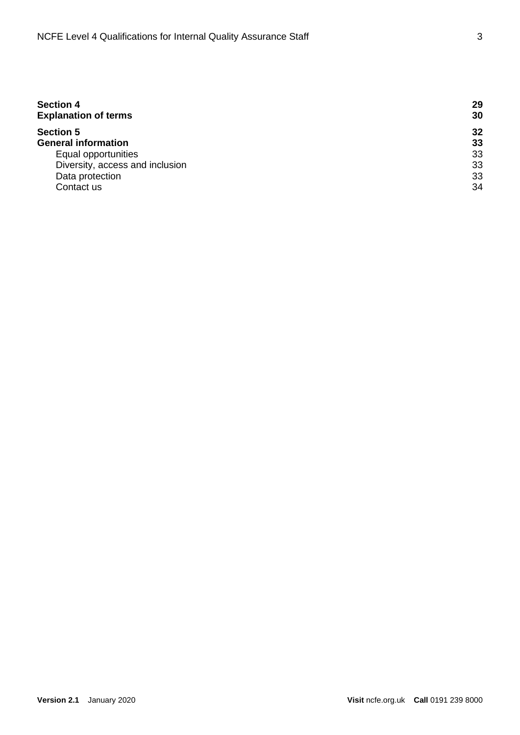| | |
|---|---|
| **Section 4** | **29** |
| **Explanation of terms** | **30** |
| **Section 5** | **32** |
| **General information** | **33** |
| Equal opportunities | 33 |
| Diversity, access and inclusion | 33 |
| Data protection | 33 |
| Contact us | 34 |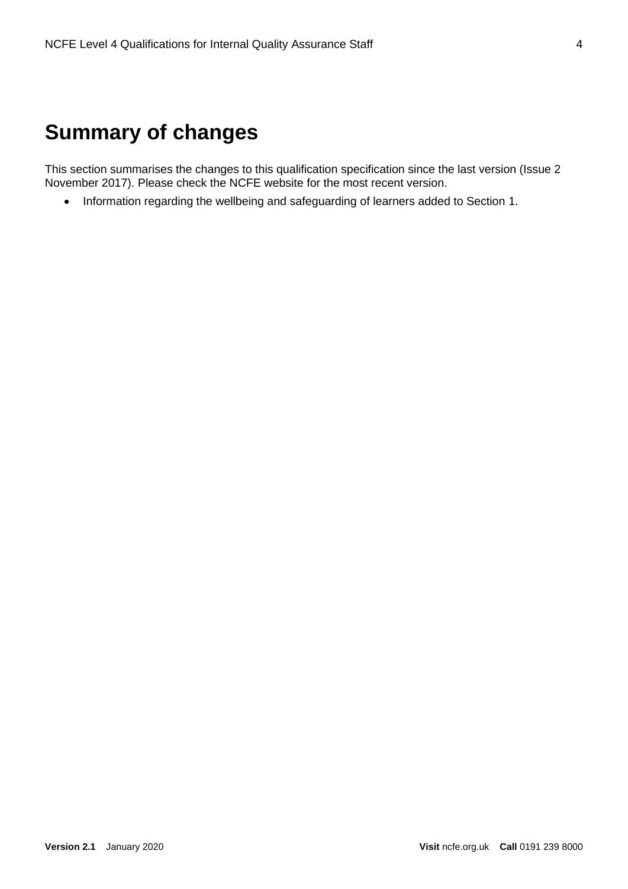# Summary of changes

This section summarises the changes to this qualification specification since the last version (Issue 2 November 2017). Please check the NCFE website for the most recent version.

- Information regarding the wellbeing and safeguarding of learners added to Section 1.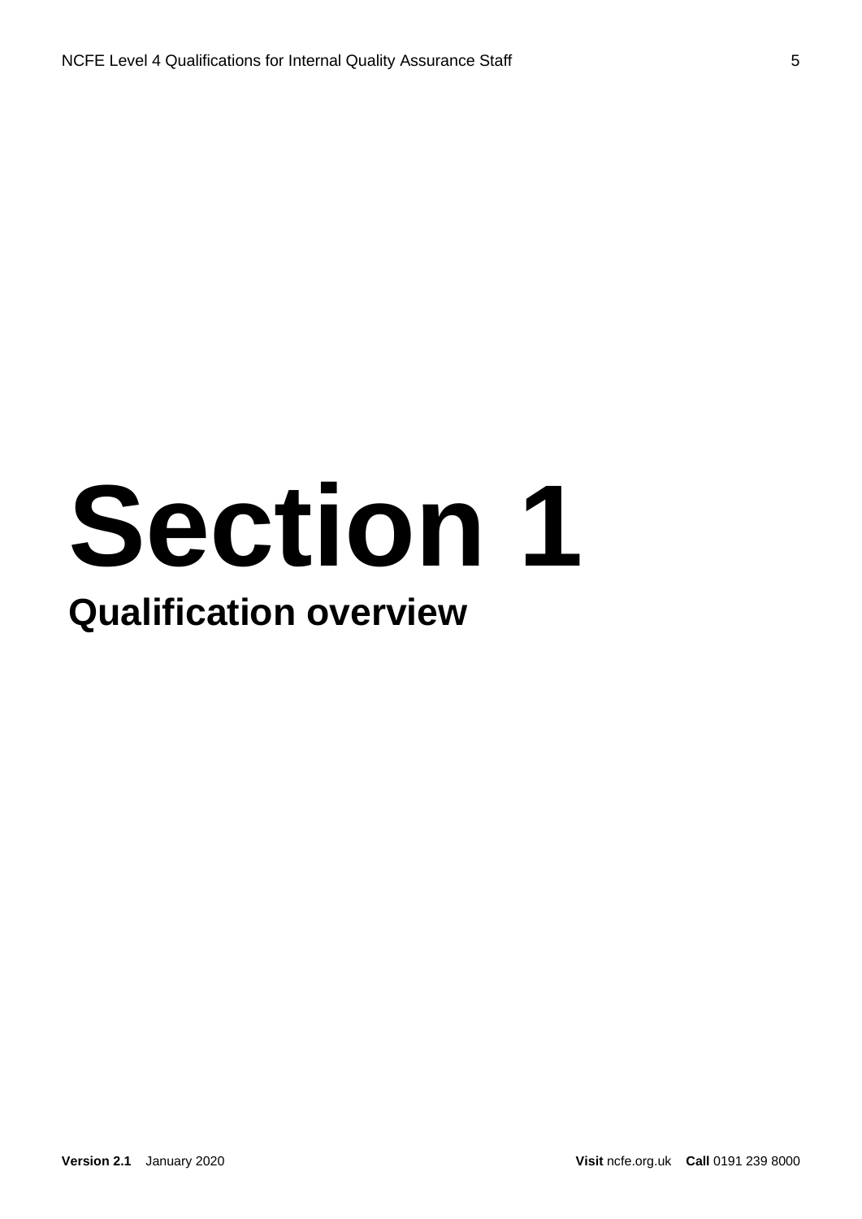# Section 1

## Qualification overview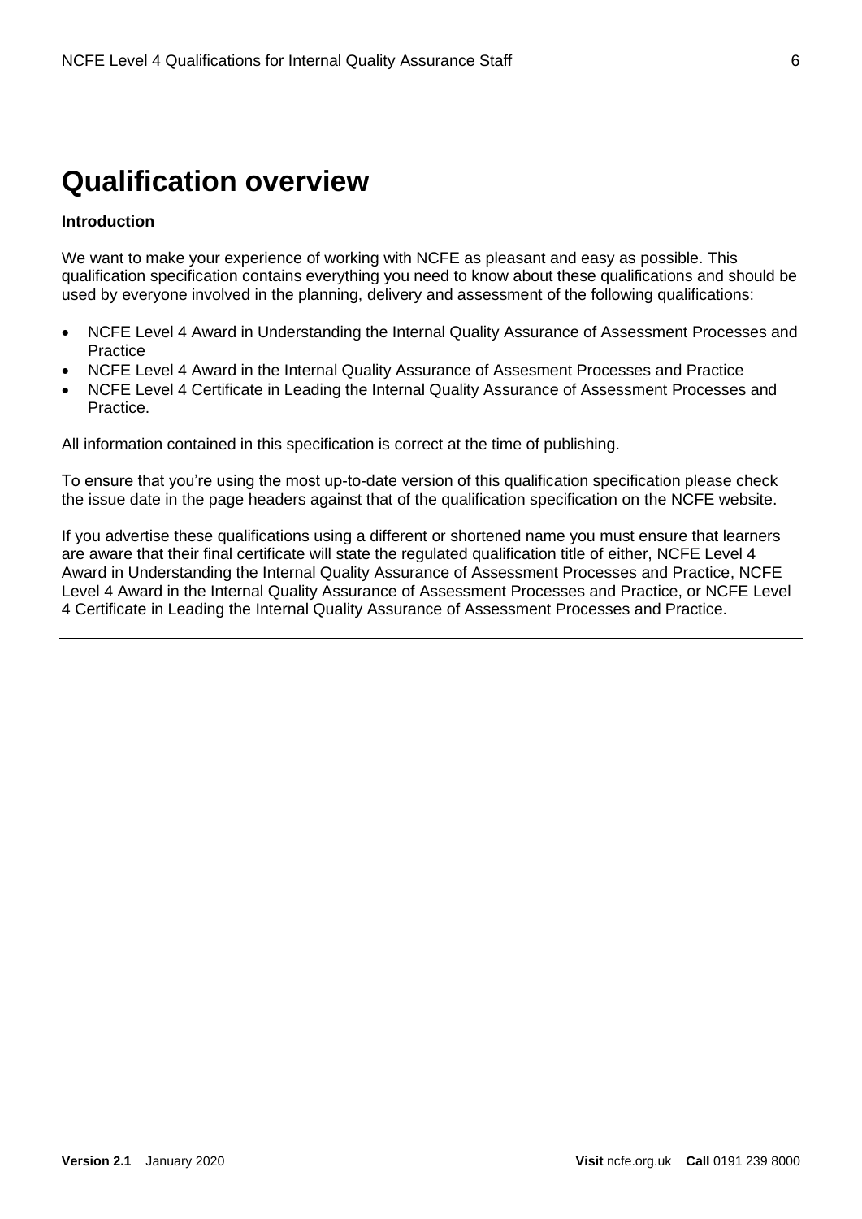# Qualification overview

**Introduction**

We want to make your experience of working with NCFE as pleasant and easy as possible. This qualification specification contains everything you need to know about these qualifications and should be used by everyone involved in the planning, delivery and assessment of the following qualifications:

- NCFE Level 4 Award in Understanding the Internal Quality Assurance of Assessment Processes and Practice
- NCFE Level 4 Award in the Internal Quality Assurance of Assesment Processes and Practice
- NCFE Level 4 Certificate in Leading the Internal Quality Assurance of Assessment Processes and Practice.

All information contained in this specification is correct at the time of publishing.

To ensure that you're using the most up-to-date version of this qualification specification please check the issue date in the page headers against that of the qualification specification on the NCFE website.

If you advertise these qualifications using a different or shortened name you must ensure that learners are aware that their final certificate will state the regulated qualification title of either, NCFE Level 4 Award in Understanding the Internal Quality Assurance of Assessment Processes and Practice, NCFE Level 4 Award in the Internal Quality Assurance of Assessment Processes and Practice, or NCFE Level 4 Certificate in Leading the Internal Quality Assurance of Assessment Processes and Practice.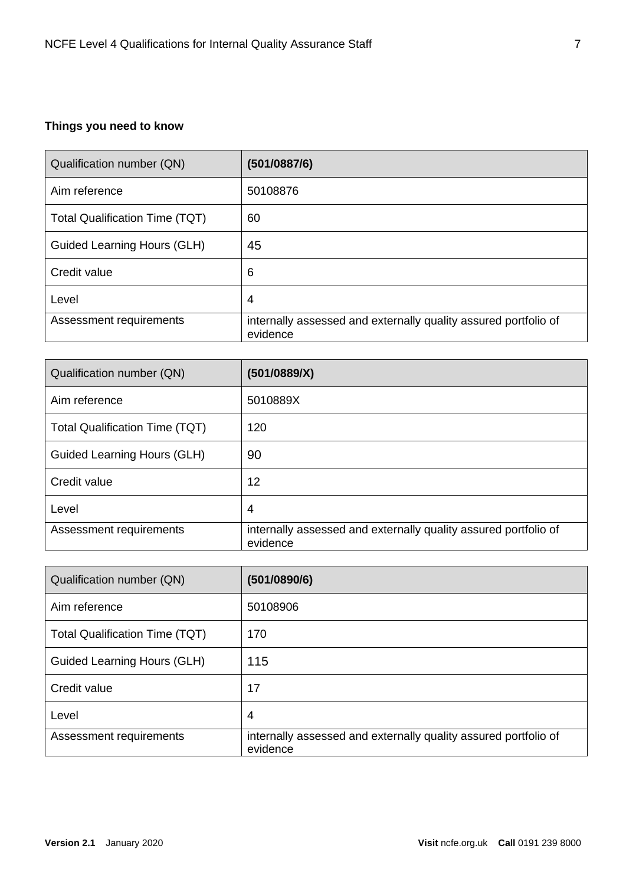**Things you need to know**

| Qualification number (QN) | **(501/0887/6)** |
|---|---|
| Aim reference | 50108876 |
| Total Qualification Time (TQT) | 60 |
| Guided Learning Hours (GLH) | 45 |
| Credit value | 6 |
| Level | 4 |
| Assessment requirements | internally assessed and externally quality assured portfolio of evidence |

| Qualification number (QN) | **(501/0889/X)** |
|---|---|
| Aim reference | 5010889X |
| Total Qualification Time (TQT) | 120 |
| Guided Learning Hours (GLH) | 90 |
| Credit value | 12 |
| Level | 4 |
| Assessment requirements | internally assessed and externally quality assured portfolio of evidence |

| Qualification number (QN) | **(501/0890/6)** |
|---|---|
| Aim reference | 50108906 |
| Total Qualification Time (TQT) | 170 |
| Guided Learning Hours (GLH) | 115 |
| Credit value | 17 |
| Level | 4 |
| Assessment requirements | internally assessed and externally quality assured portfolio of evidence |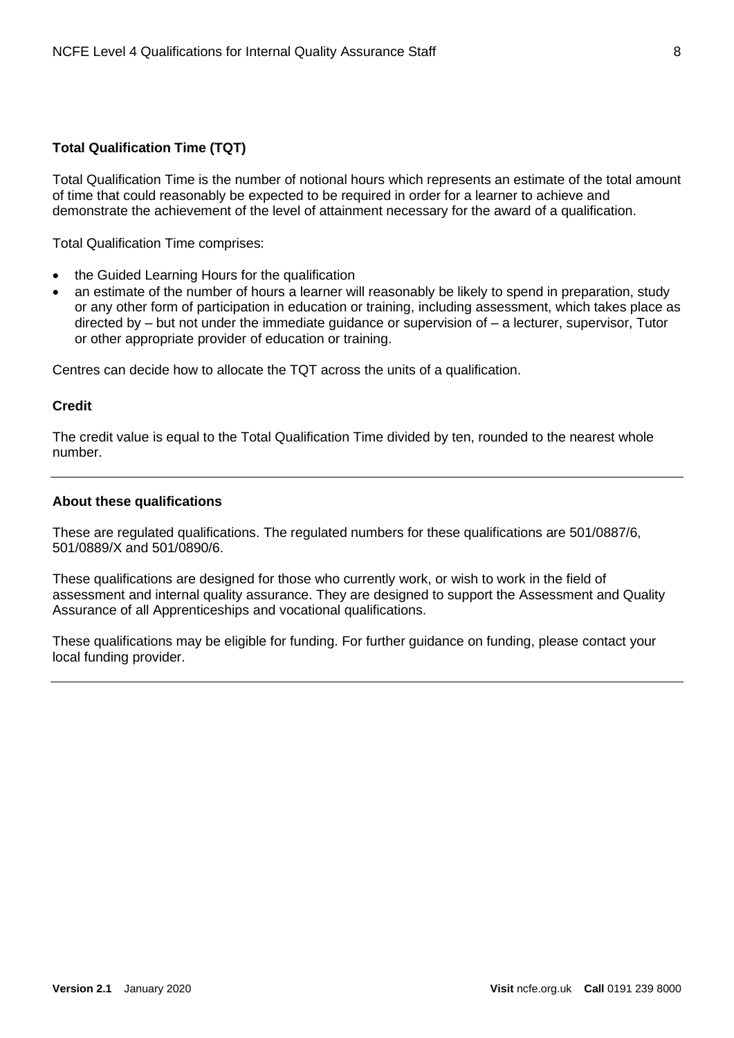### Total Qualification Time (TQT)

Total Qualification Time is the number of notional hours which represents an estimate of the total amount of time that could reasonably be expected to be required in order for a learner to achieve and demonstrate the achievement of the level of attainment necessary for the award of a qualification.

Total Qualification Time comprises:

- the Guided Learning Hours for the qualification
- an estimate of the number of hours a learner will reasonably be likely to spend in preparation, study or any other form of participation in education or training, including assessment, which takes place as directed by – but not under the immediate guidance or supervision of – a lecturer, supervisor, Tutor or other appropriate provider of education or training.

Centres can decide how to allocate the TQT across the units of a qualification.

### Credit

The credit value is equal to the Total Qualification Time divided by ten, rounded to the nearest whole number.

---

### About these qualifications

These are regulated qualifications. The regulated numbers for these qualifications are 501/0887/6, 501/0889/X and 501/0890/6.

These qualifications are designed for those who currently work, or wish to work in the field of assessment and internal quality assurance. They are designed to support the Assessment and Quality Assurance of all Apprenticeships and vocational qualifications.

These qualifications may be eligible for funding. For further guidance on funding, please contact your local funding provider.

---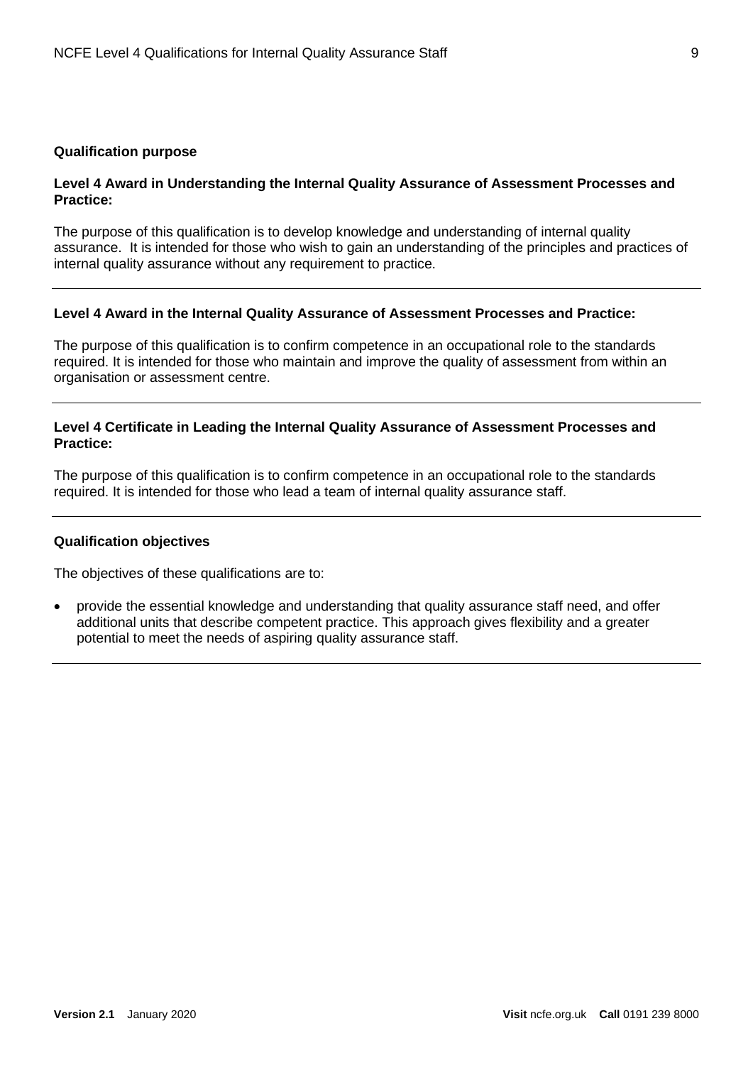## Qualification purpose

### Level 4 Award in Understanding the Internal Quality Assurance of Assessment Processes and Practice:

The purpose of this qualification is to develop knowledge and understanding of internal quality assurance. It is intended for those who wish to gain an understanding of the principles and practices of internal quality assurance without any requirement to practice.

---

### Level 4 Award in the Internal Quality Assurance of Assessment Processes and Practice:

The purpose of this qualification is to confirm competence in an occupational role to the standards required. It is intended for those who maintain and improve the quality of assessment from within an organisation or assessment centre.

---

### Level 4 Certificate in Leading the Internal Quality Assurance of Assessment Processes and Practice:

The purpose of this qualification is to confirm competence in an occupational role to the standards required. It is intended for those who lead a team of internal quality assurance staff.

---

## Qualification objectives

The objectives of these qualifications are to:

- provide the essential knowledge and understanding that quality assurance staff need, and offer additional units that describe competent practice. This approach gives flexibility and a greater potential to meet the needs of aspiring quality assurance staff.

---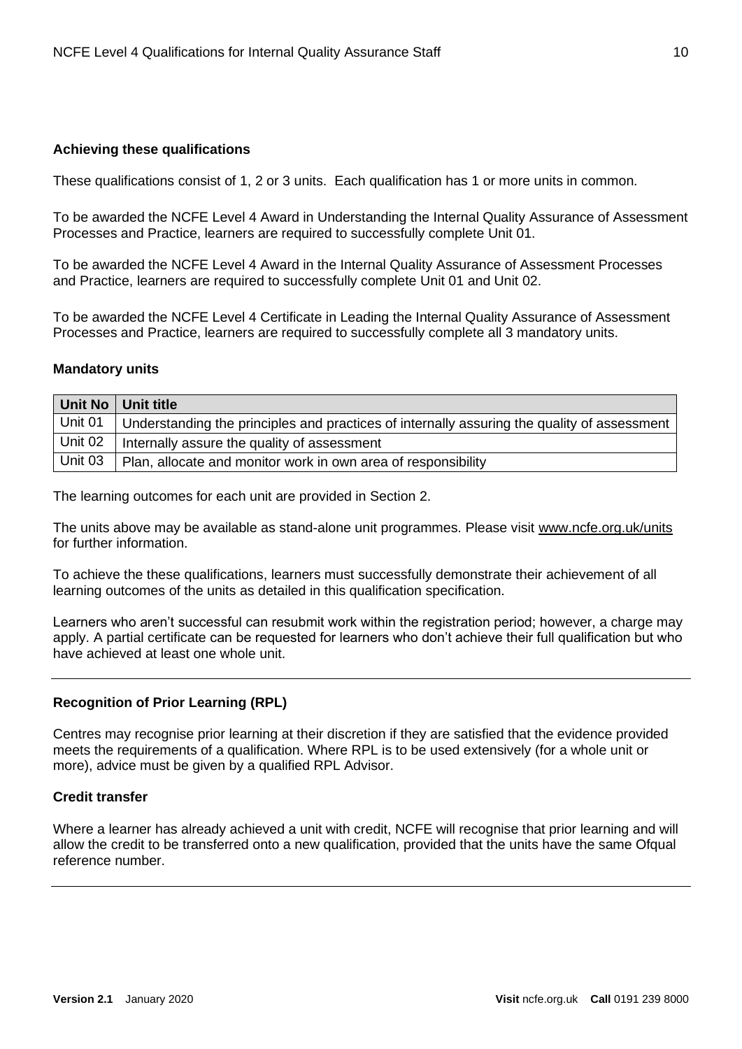### Achieving these qualifications

These qualifications consist of 1, 2 or 3 units. Each qualification has 1 or more units in common.

To be awarded the NCFE Level 4 Award in Understanding the Internal Quality Assurance of Assessment Processes and Practice, learners are required to successfully complete Unit 01.

To be awarded the NCFE Level 4 Award in the Internal Quality Assurance of Assessment Processes and Practice, learners are required to successfully complete Unit 01 and Unit 02.

To be awarded the NCFE Level 4 Certificate in Leading the Internal Quality Assurance of Assessment Processes and Practice, learners are required to successfully complete all 3 mandatory units.

### Mandatory units

| Unit No | Unit title |
|---|---|
| Unit 01 | Understanding the principles and practices of internally assuring the quality of assessment |
| Unit 02 | Internally assure the quality of assessment |
| Unit 03 | Plan, allocate and monitor work in own area of responsibility |

The learning outcomes for each unit are provided in Section 2.

The units above may be available as stand-alone unit programmes. Please visit www.ncfe.org.uk/units for further information.

To achieve the these qualifications, learners must successfully demonstrate their achievement of all learning outcomes of the units as detailed in this qualification specification.

Learners who aren't successful can resubmit work within the registration period; however, a charge may apply. A partial certificate can be requested for learners who don't achieve their full qualification but who have achieved at least one whole unit.

---

### Recognition of Prior Learning (RPL)

Centres may recognise prior learning at their discretion if they are satisfied that the evidence provided meets the requirements of a qualification. Where RPL is to be used extensively (for a whole unit or more), advice must be given by a qualified RPL Advisor.

### Credit transfer

Where a learner has already achieved a unit with credit, NCFE will recognise that prior learning and will allow the credit to be transferred onto a new qualification, provided that the units have the same Ofqual reference number.

---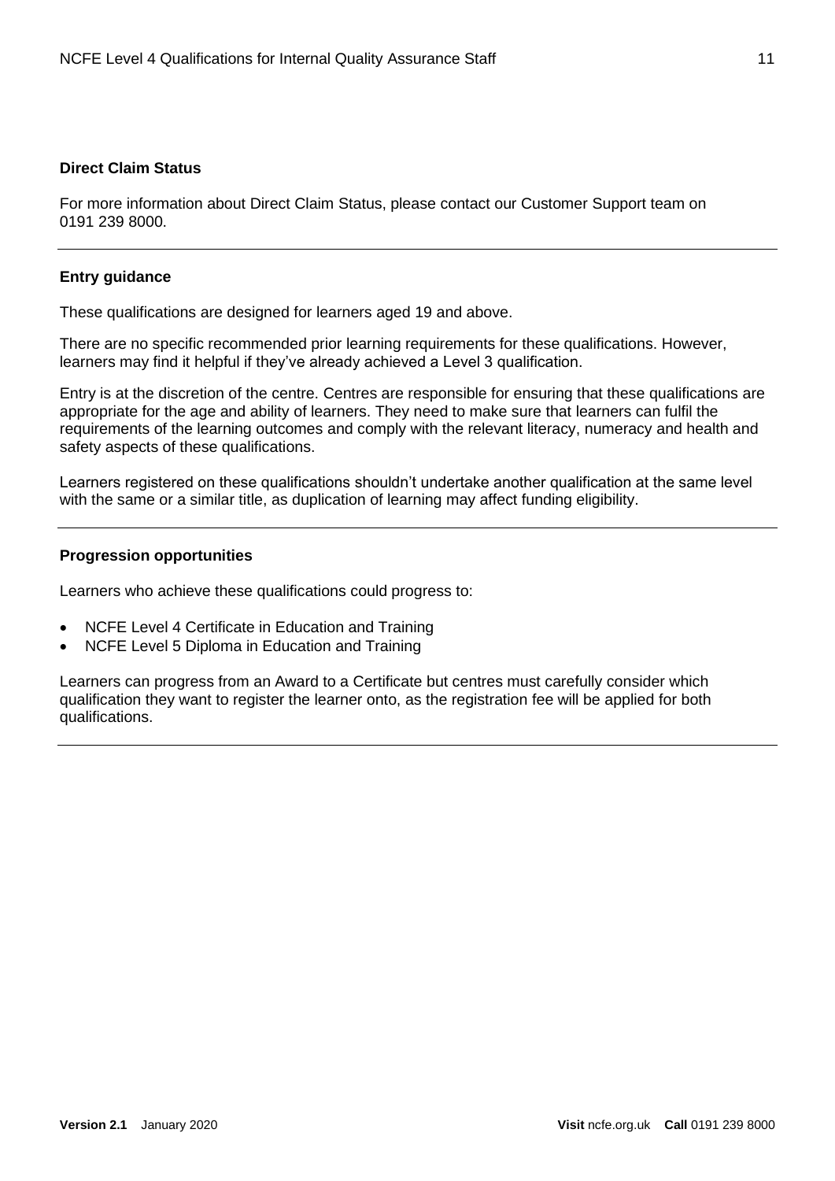**Direct Claim Status**

For more information about Direct Claim Status, please contact our Customer Support team on 0191 239 8000.

---

**Entry guidance**

These qualifications are designed for learners aged 19 and above.

There are no specific recommended prior learning requirements for these qualifications. However, learners may find it helpful if they've already achieved a Level 3 qualification.

Entry is at the discretion of the centre. Centres are responsible for ensuring that these qualifications are appropriate for the age and ability of learners. They need to make sure that learners can fulfil the requirements of the learning outcomes and comply with the relevant literacy, numeracy and health and safety aspects of these qualifications.

Learners registered on these qualifications shouldn't undertake another qualification at the same level with the same or a similar title, as duplication of learning may affect funding eligibility.

---

**Progression opportunities**

Learners who achieve these qualifications could progress to:

- NCFE Level 4 Certificate in Education and Training
- NCFE Level 5 Diploma in Education and Training

Learners can progress from an Award to a Certificate but centres must carefully consider which qualification they want to register the learner onto, as the registration fee will be applied for both qualifications.

---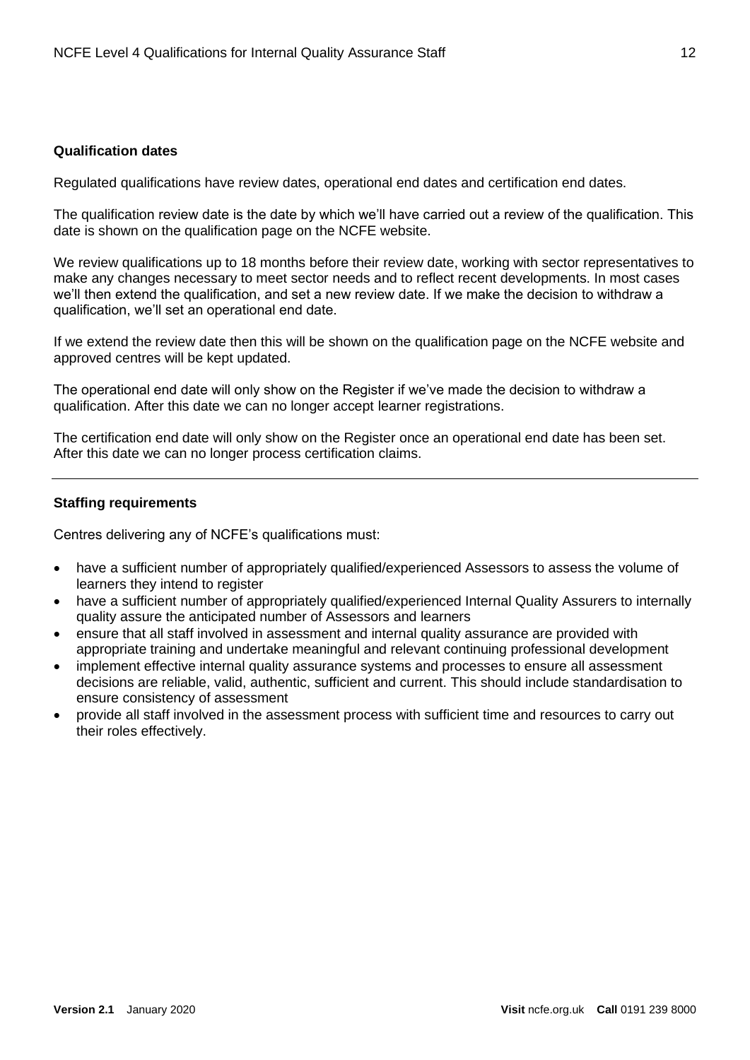### Qualification dates

Regulated qualifications have review dates, operational end dates and certification end dates.

The qualification review date is the date by which we'll have carried out a review of the qualification. This date is shown on the qualification page on the NCFE website.

We review qualifications up to 18 months before their review date, working with sector representatives to make any changes necessary to meet sector needs and to reflect recent developments. In most cases we'll then extend the qualification, and set a new review date. If we make the decision to withdraw a qualification, we'll set an operational end date.

If we extend the review date then this will be shown on the qualification page on the NCFE website and approved centres will be kept updated.

The operational end date will only show on the Register if we've made the decision to withdraw a qualification. After this date we can no longer accept learner registrations.

The certification end date will only show on the Register once an operational end date has been set. After this date we can no longer process certification claims.

---

### Staffing requirements

Centres delivering any of NCFE's qualifications must:

- have a sufficient number of appropriately qualified/experienced Assessors to assess the volume of learners they intend to register
- have a sufficient number of appropriately qualified/experienced Internal Quality Assurers to internally quality assure the anticipated number of Assessors and learners
- ensure that all staff involved in assessment and internal quality assurance are provided with appropriate training and undertake meaningful and relevant continuing professional development
- implement effective internal quality assurance systems and processes to ensure all assessment decisions are reliable, valid, authentic, sufficient and current. This should include standardisation to ensure consistency of assessment
- provide all staff involved in the assessment process with sufficient time and resources to carry out their roles effectively.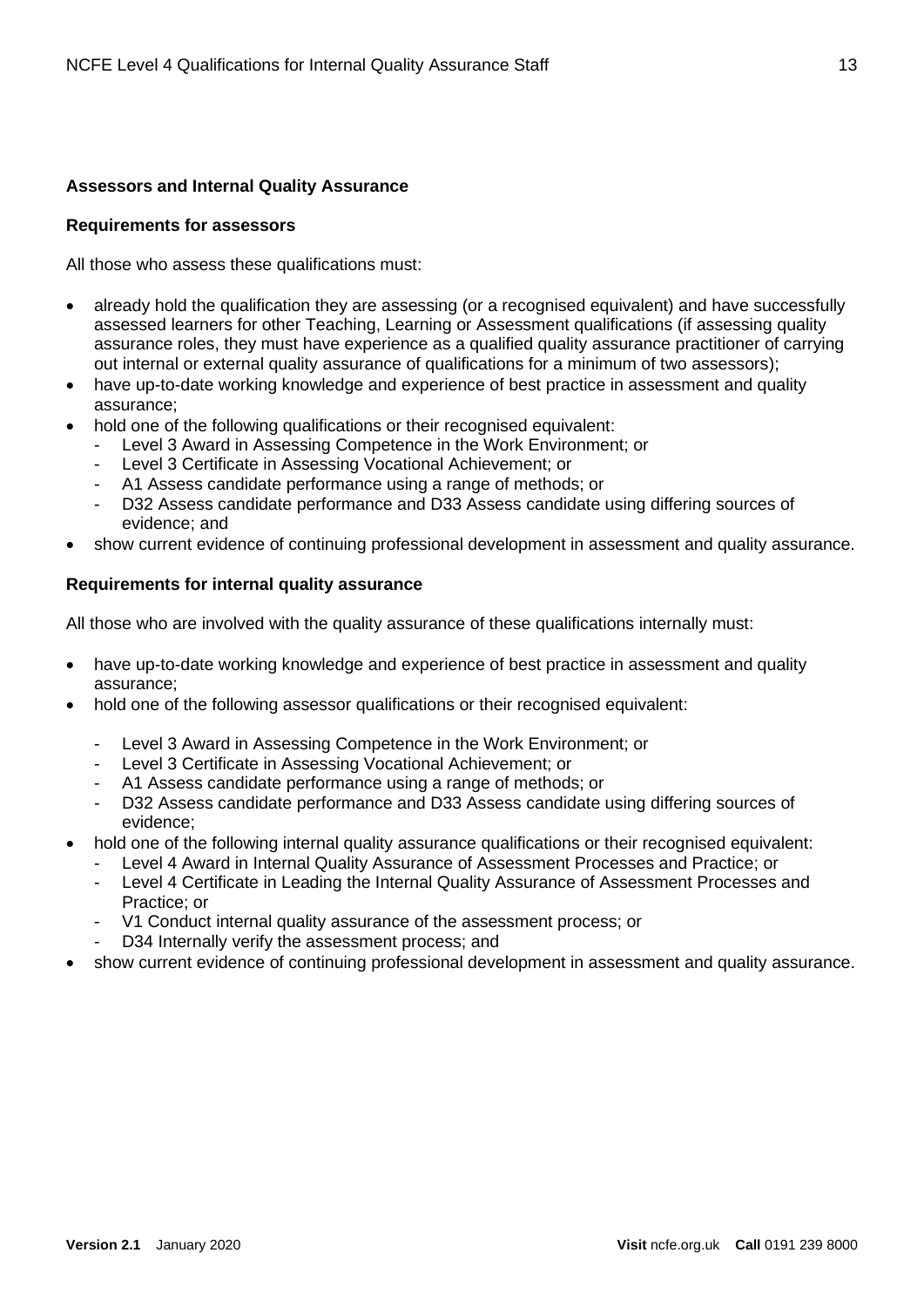## Assessors and Internal Quality Assurance

### Requirements for assessors

All those who assess these qualifications must:

- already hold the qualification they are assessing (or a recognised equivalent) and have successfully assessed learners for other Teaching, Learning or Assessment qualifications (if assessing quality assurance roles, they must have experience as a qualified quality assurance practitioner of carrying out internal or external quality assurance of qualifications for a minimum of two assessors);
- have up-to-date working knowledge and experience of best practice in assessment and quality assurance;
- hold one of the following qualifications or their recognised equivalent:
  - Level 3 Award in Assessing Competence in the Work Environment; or
  - Level 3 Certificate in Assessing Vocational Achievement; or
  - A1 Assess candidate performance using a range of methods; or
  - D32 Assess candidate performance and D33 Assess candidate using differing sources of evidence; and
- show current evidence of continuing professional development in assessment and quality assurance.

### Requirements for internal quality assurance

All those who are involved with the quality assurance of these qualifications internally must:

- have up-to-date working knowledge and experience of best practice in assessment and quality assurance;
- hold one of the following assessor qualifications or their recognised equivalent:
  - Level 3 Award in Assessing Competence in the Work Environment; or
  - Level 3 Certificate in Assessing Vocational Achievement; or
  - A1 Assess candidate performance using a range of methods; or
  - D32 Assess candidate performance and D33 Assess candidate using differing sources of evidence;
- hold one of the following internal quality assurance qualifications or their recognised equivalent:
  - Level 4 Award in Internal Quality Assurance of Assessment Processes and Practice; or
  - Level 4 Certificate in Leading the Internal Quality Assurance of Assessment Processes and Practice; or
  - V1 Conduct internal quality assurance of the assessment process; or
  - D34 Internally verify the assessment process; and
- show current evidence of continuing professional development in assessment and quality assurance.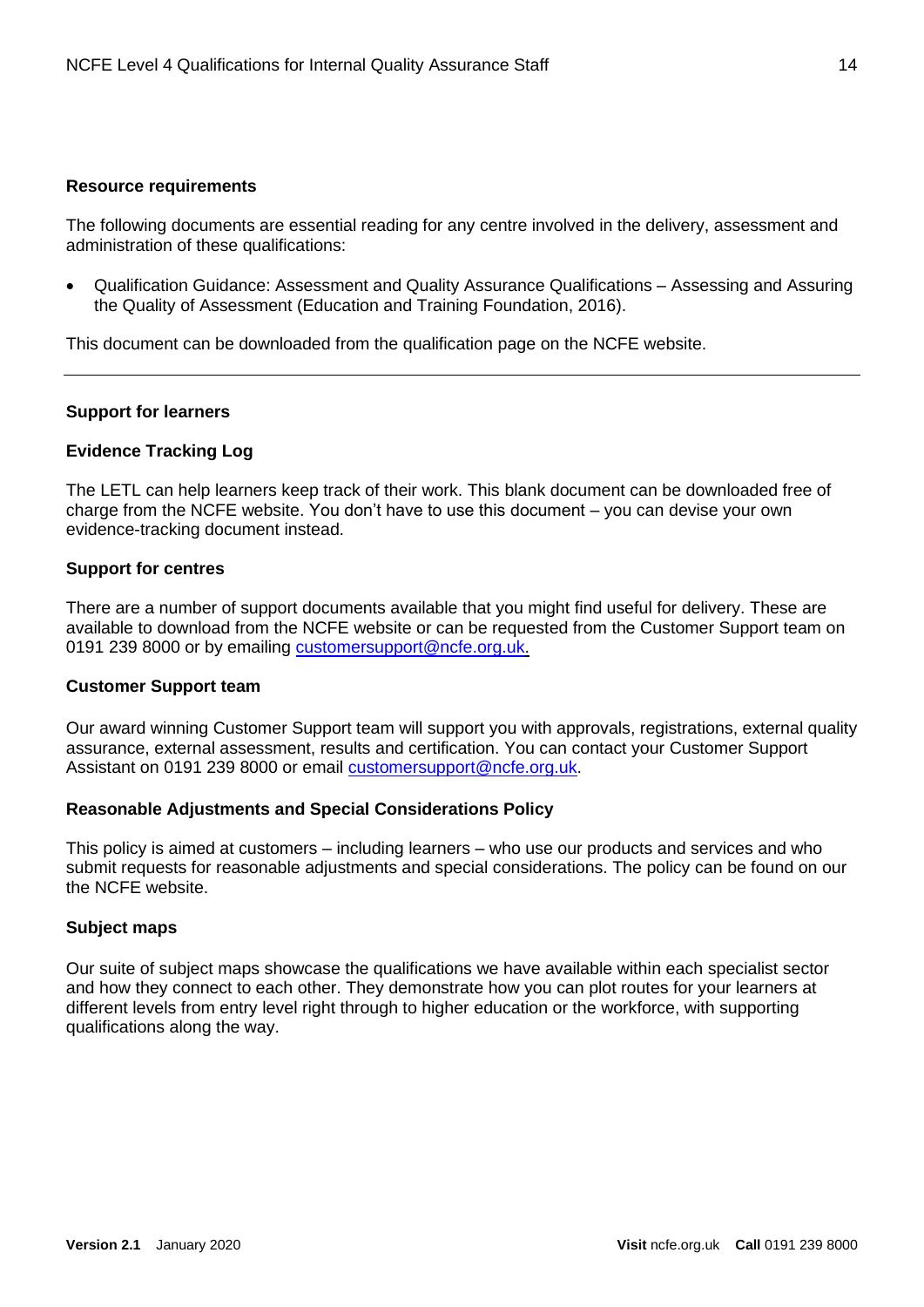**Resource requirements**

The following documents are essential reading for any centre involved in the delivery, assessment and administration of these qualifications:

- Qualification Guidance: Assessment and Quality Assurance Qualifications – Assessing and Assuring the Quality of Assessment (Education and Training Foundation, 2016).

This document can be downloaded from the qualification page on the NCFE website.

---

**Support for learners**

**Evidence Tracking Log**

The LETL can help learners keep track of their work. This blank document can be downloaded free of charge from the NCFE website. You don't have to use this document – you can devise your own evidence-tracking document instead.

**Support for centres**

There are a number of support documents available that you might find useful for delivery. These are available to download from the NCFE website or can be requested from the Customer Support team on 0191 239 8000 or by emailing customersupport@ncfe.org.uk.

**Customer Support team**

Our award winning Customer Support team will support you with approvals, registrations, external quality assurance, external assessment, results and certification. You can contact your Customer Support Assistant on 0191 239 8000 or email customersupport@ncfe.org.uk.

**Reasonable Adjustments and Special Considerations Policy**

This policy is aimed at customers – including learners – who use our products and services and who submit requests for reasonable adjustments and special considerations. The policy can be found on our the NCFE website.

**Subject maps**

Our suite of subject maps showcase the qualifications we have available within each specialist sector and how they connect to each other. They demonstrate how you can plot routes for your learners at different levels from entry level right through to higher education or the workforce, with supporting qualifications along the way.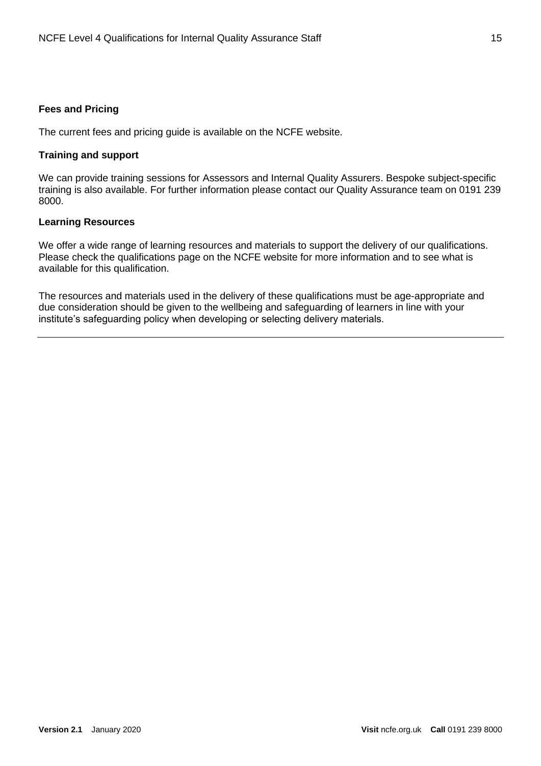**Fees and Pricing**

The current fees and pricing guide is available on the NCFE website.

**Training and support**

We can provide training sessions for Assessors and Internal Quality Assurers. Bespoke subject-specific training is also available. For further information please contact our Quality Assurance team on 0191 239 8000.

**Learning Resources**

We offer a wide range of learning resources and materials to support the delivery of our qualifications. Please check the qualifications page on the NCFE website for more information and to see what is available for this qualification.

The resources and materials used in the delivery of these qualifications must be age-appropriate and due consideration should be given to the wellbeing and safeguarding of learners in line with your institute's safeguarding policy when developing or selecting delivery materials.

---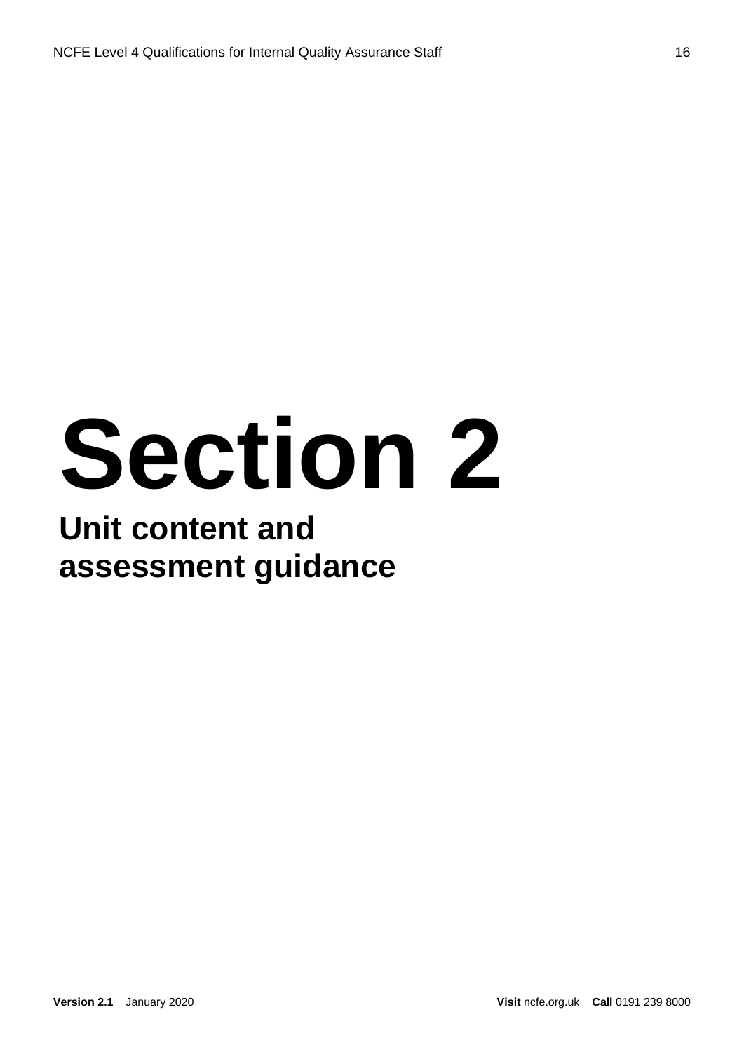# Section 2

## Unit content and assessment guidance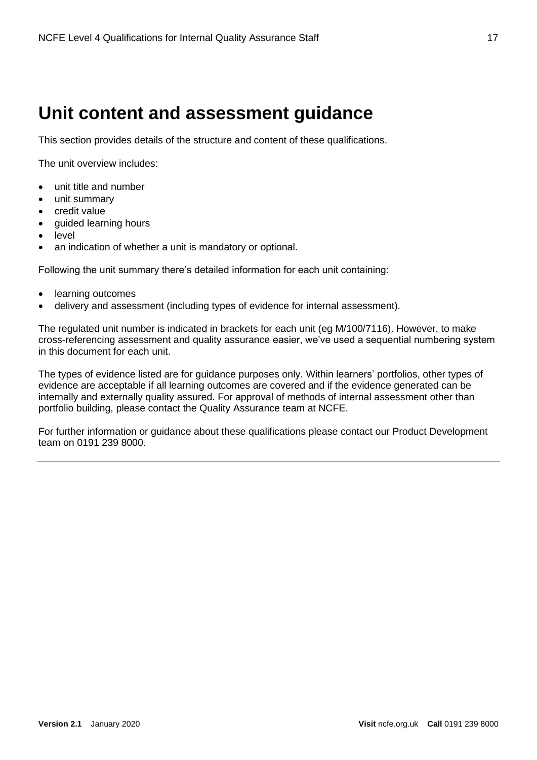# Unit content and assessment guidance

This section provides details of the structure and content of these qualifications.

The unit overview includes:

- unit title and number
- unit summary
- credit value
- guided learning hours
- level
- an indication of whether a unit is mandatory or optional.

Following the unit summary there's detailed information for each unit containing:

- learning outcomes
- delivery and assessment (including types of evidence for internal assessment).

The regulated unit number is indicated in brackets for each unit (eg M/100/7116). However, to make cross-referencing assessment and quality assurance easier, we've used a sequential numbering system in this document for each unit.

The types of evidence listed are for guidance purposes only. Within learners' portfolios, other types of evidence are acceptable if all learning outcomes are covered and if the evidence generated can be internally and externally quality assured. For approval of methods of internal assessment other than portfolio building, please contact the Quality Assurance team at NCFE.

For further information or guidance about these qualifications please contact our Product Development team on 0191 239 8000.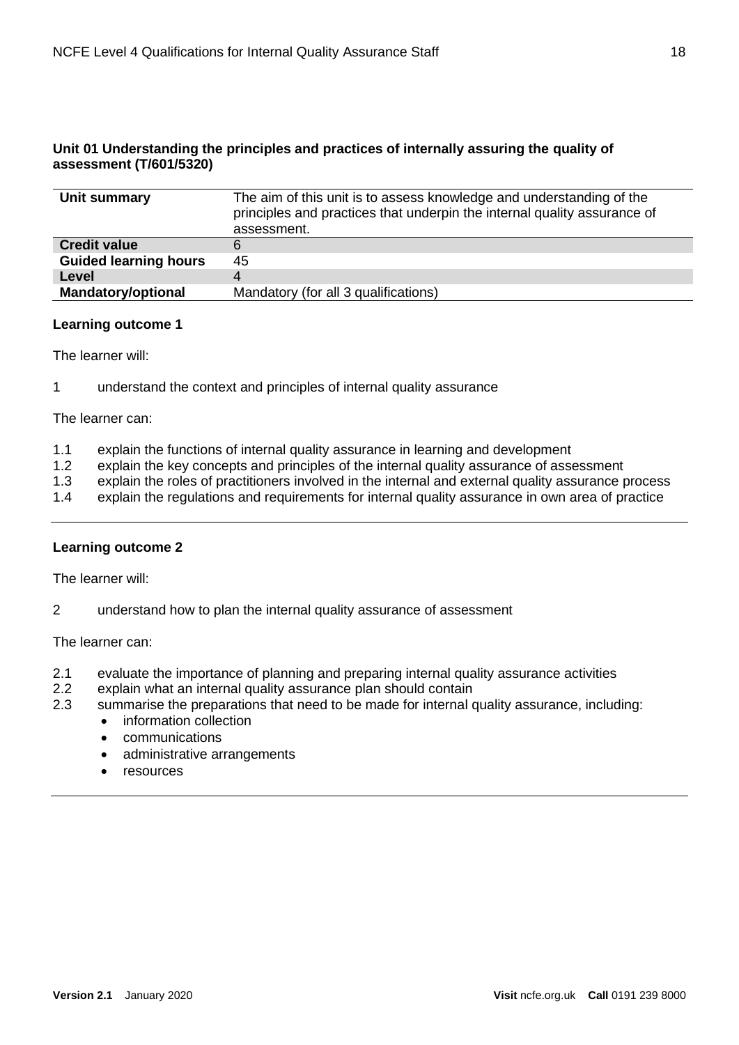### Unit 01 Understanding the principles and practices of internally assuring the quality of assessment (T/601/5320)

| **Unit summary** | The aim of this unit is to assess knowledge and understanding of the principles and practices that underpin the internal quality assurance of assessment. |
|---|---|
| **Credit value** | 6 |
| **Guided learning hours** | 45 |
| **Level** | 4 |
| **Mandatory/optional** | Mandatory (for all 3 qualifications) |

**Learning outcome 1**

The learner will:

1 understand the context and principles of internal quality assurance

The learner can:

1.1 explain the functions of internal quality assurance in learning and development
1.2 explain the key concepts and principles of the internal quality assurance of assessment
1.3 explain the roles of practitioners involved in the internal and external quality assurance process
1.4 explain the regulations and requirements for internal quality assurance in own area of practice

---

**Learning outcome 2**

The learner will:

2 understand how to plan the internal quality assurance of assessment

The learner can:

2.1 evaluate the importance of planning and preparing internal quality assurance activities
2.2 explain what an internal quality assurance plan should contain
2.3 summarise the preparations that need to be made for internal quality assurance, including:
- information collection
- communications
- administrative arrangements
- resources

---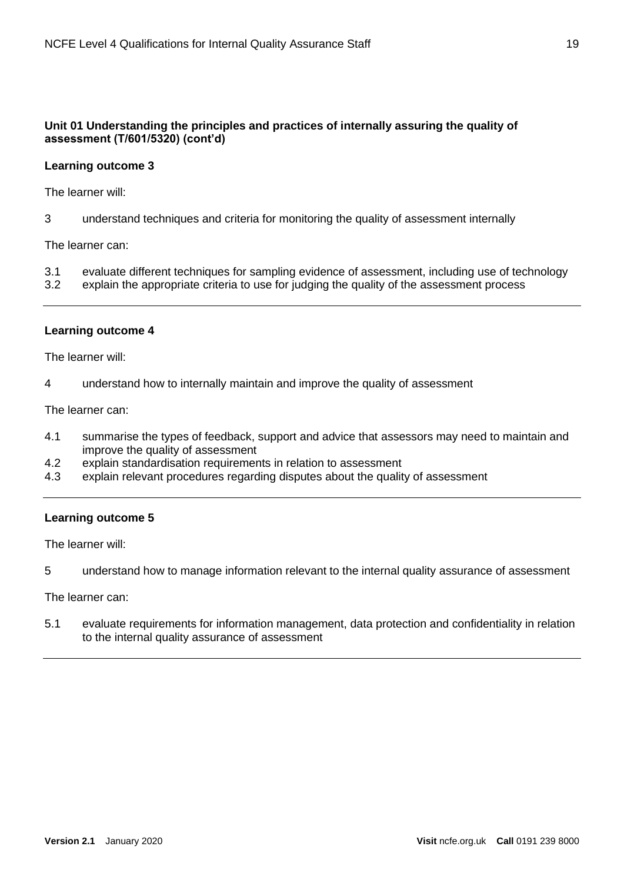**Unit 01 Understanding the principles and practices of internally assuring the quality of assessment (T/601/5320) (cont'd)**

**Learning outcome 3**

The learner will:

3 understand techniques and criteria for monitoring the quality of assessment internally

The learner can:

3.1 evaluate different techniques for sampling evidence of assessment, including use of technology
3.2 explain the appropriate criteria to use for judging the quality of the assessment process

---

**Learning outcome 4**

The learner will:

4 understand how to internally maintain and improve the quality of assessment

The learner can:

4.1 summarise the types of feedback, support and advice that assessors may need to maintain and improve the quality of assessment
4.2 explain standardisation requirements in relation to assessment
4.3 explain relevant procedures regarding disputes about the quality of assessment

---

**Learning outcome 5**

The learner will:

5 understand how to manage information relevant to the internal quality assurance of assessment

The learner can:

5.1 evaluate requirements for information management, data protection and confidentiality in relation to the internal quality assurance of assessment

---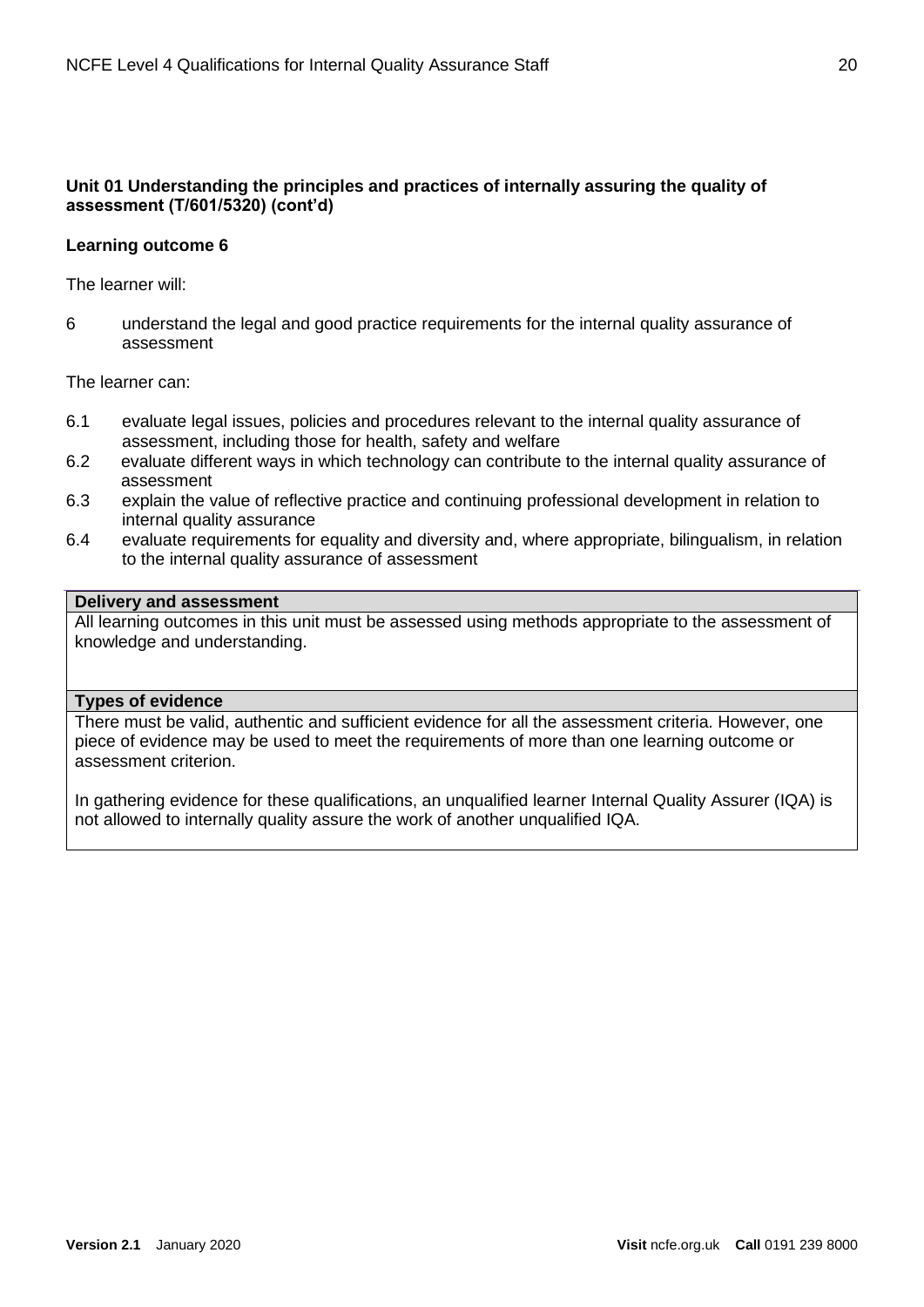**Unit 01 Understanding the principles and practices of internally assuring the quality of assessment (T/601/5320) (cont'd)**

**Learning outcome 6**

The learner will:

6 understand the legal and good practice requirements for the internal quality assurance of assessment

The learner can:

6.1 evaluate legal issues, policies and procedures relevant to the internal quality assurance of assessment, including those for health, safety and welfare
6.2 evaluate different ways in which technology can contribute to the internal quality assurance of assessment
6.3 explain the value of reflective practice and continuing professional development in relation to internal quality assurance
6.4 evaluate requirements for equality and diversity and, where appropriate, bilingualism, in relation to the internal quality assurance of assessment

| **Delivery and assessment** |
| --- |
| All learning outcomes in this unit must be assessed using methods appropriate to the assessment of knowledge and understanding. |
| **Types of evidence** |
| There must be valid, authentic and sufficient evidence for all the assessment criteria. However, one piece of evidence may be used to meet the requirements of more than one learning outcome or assessment criterion.<br><br>In gathering evidence for these qualifications, an unqualified learner Internal Quality Assurer (IQA) is not allowed to internally quality assure the work of another unqualified IQA. |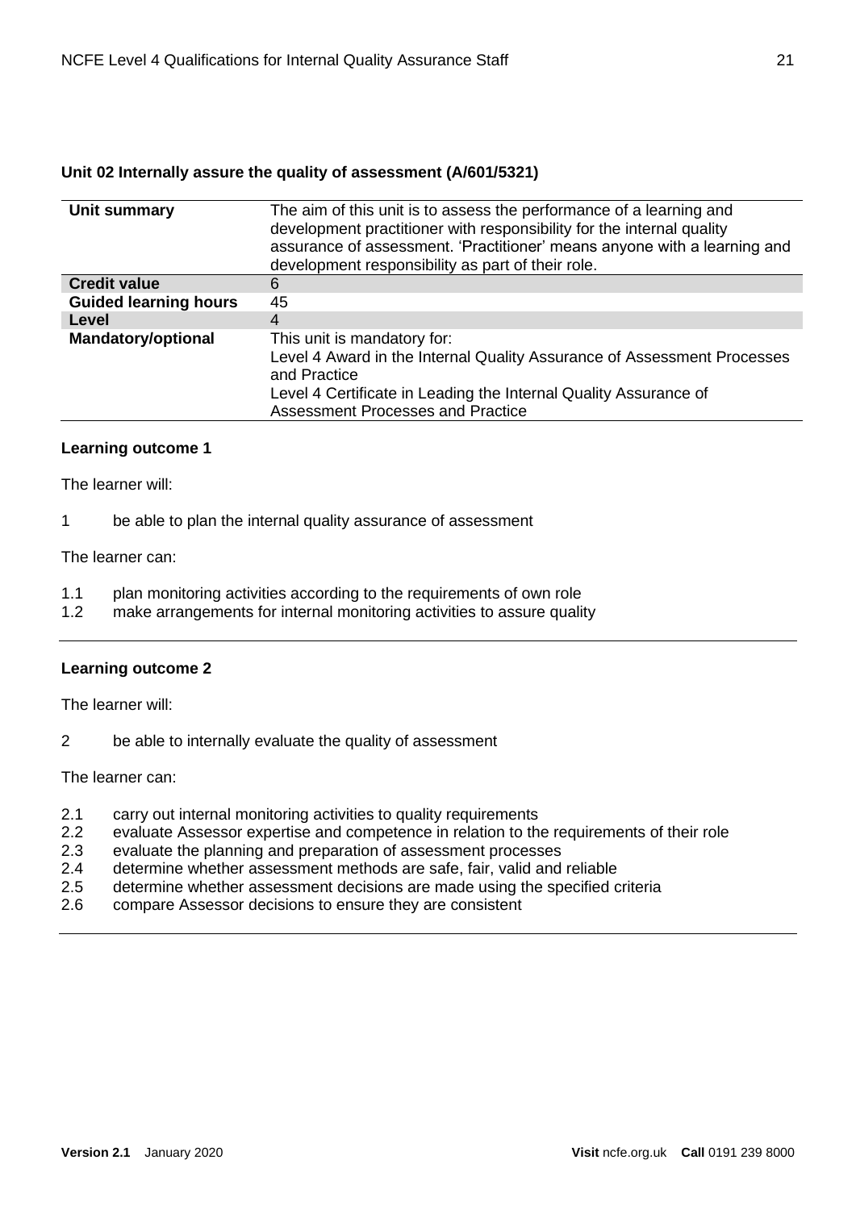### Unit 02 Internally assure the quality of assessment (A/601/5321)

| | |
|---|---|
| **Unit summary** | The aim of this unit is to assess the performance of a learning and development practitioner with responsibility for the internal quality assurance of assessment. 'Practitioner' means anyone with a learning and development responsibility as part of their role. |
| **Credit value** | 6 |
| **Guided learning hours** | 45 |
| **Level** | 4 |
| **Mandatory/optional** | This unit is mandatory for:<br>Level 4 Award in the Internal Quality Assurance of Assessment Processes and Practice<br>Level 4 Certificate in Leading the Internal Quality Assurance of Assessment Processes and Practice |

#### Learning outcome 1

The learner will:

1 be able to plan the internal quality assurance of assessment

The learner can:

1.1 plan monitoring activities according to the requirements of own role
1.2 make arrangements for internal monitoring activities to assure quality

---

#### Learning outcome 2

The learner will:

2 be able to internally evaluate the quality of assessment

The learner can:

2.1 carry out internal monitoring activities to quality requirements
2.2 evaluate Assessor expertise and competence in relation to the requirements of their role
2.3 evaluate the planning and preparation of assessment processes
2.4 determine whether assessment methods are safe, fair, valid and reliable
2.5 determine whether assessment decisions are made using the specified criteria
2.6 compare Assessor decisions to ensure they are consistent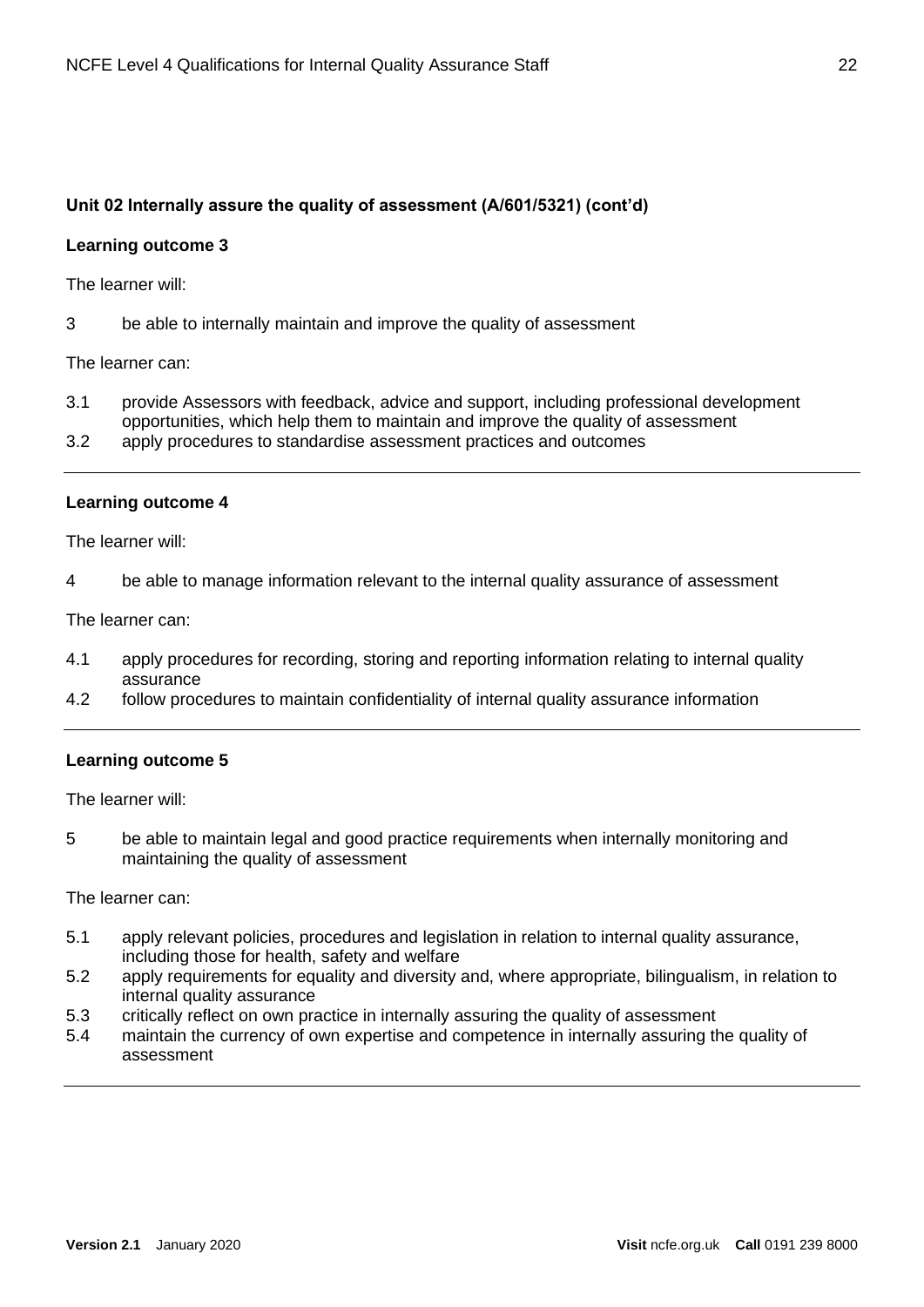**Unit 02 Internally assure the quality of assessment (A/601/5321) (cont'd)**

**Learning outcome 3**

The learner will:

3 be able to internally maintain and improve the quality of assessment

The learner can:

3.1 provide Assessors with feedback, advice and support, including professional development opportunities, which help them to maintain and improve the quality of assessment
3.2 apply procedures to standardise assessment practices and outcomes

---

**Learning outcome 4**

The learner will:

4 be able to manage information relevant to the internal quality assurance of assessment

The learner can:

4.1 apply procedures for recording, storing and reporting information relating to internal quality assurance
4.2 follow procedures to maintain confidentiality of internal quality assurance information

---

**Learning outcome 5**

The learner will:

5 be able to maintain legal and good practice requirements when internally monitoring and maintaining the quality of assessment

The learner can:

5.1 apply relevant policies, procedures and legislation in relation to internal quality assurance, including those for health, safety and welfare
5.2 apply requirements for equality and diversity and, where appropriate, bilingualism, in relation to internal quality assurance
5.3 critically reflect on own practice in internally assuring the quality of assessment
5.4 maintain the currency of own expertise and competence in internally assuring the quality of assessment

---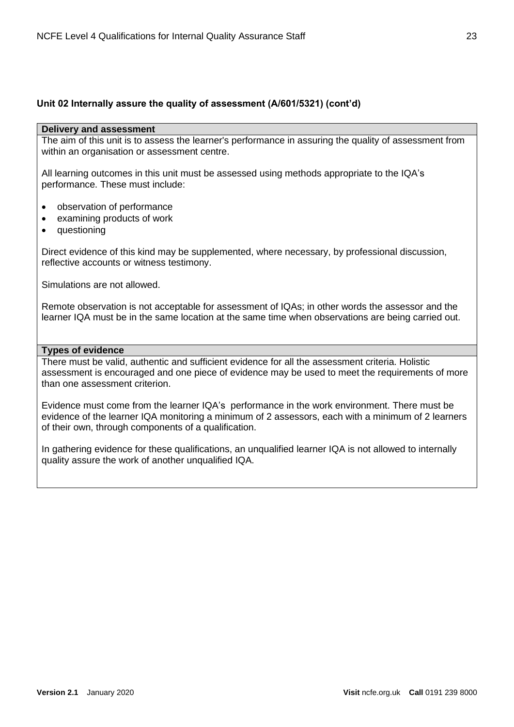**Unit 02 Internally assure the quality of assessment (A/601/5321) (cont'd)**

| **Delivery and assessment** |
|---|
| The aim of this unit is to assess the learner's performance in assuring the quality of assessment from within an organisation or assessment centre.<br><br>All learning outcomes in this unit must be assessed using methods appropriate to the IQA's performance. These must include:<br><br>• observation of performance<br>• examining products of work<br>• questioning<br><br>Direct evidence of this kind may be supplemented, where necessary, by professional discussion, reflective accounts or witness testimony.<br><br>Simulations are not allowed.<br><br>Remote observation is not acceptable for assessment of IQAs; in other words the assessor and the learner IQA must be in the same location at the same time when observations are being carried out. |
| **Types of evidence** |
| There must be valid, authentic and sufficient evidence for all the assessment criteria. Holistic assessment is encouraged and one piece of evidence may be used to meet the requirements of more than one assessment criterion.<br><br>Evidence must come from the learner IQA's performance in the work environment. There must be evidence of the learner IQA monitoring a minimum of 2 assessors, each with a minimum of 2 learners of their own, through components of a qualification.<br><br>In gathering evidence for these qualifications, an unqualified learner IQA is not allowed to internally quality assure the work of another unqualified IQA. |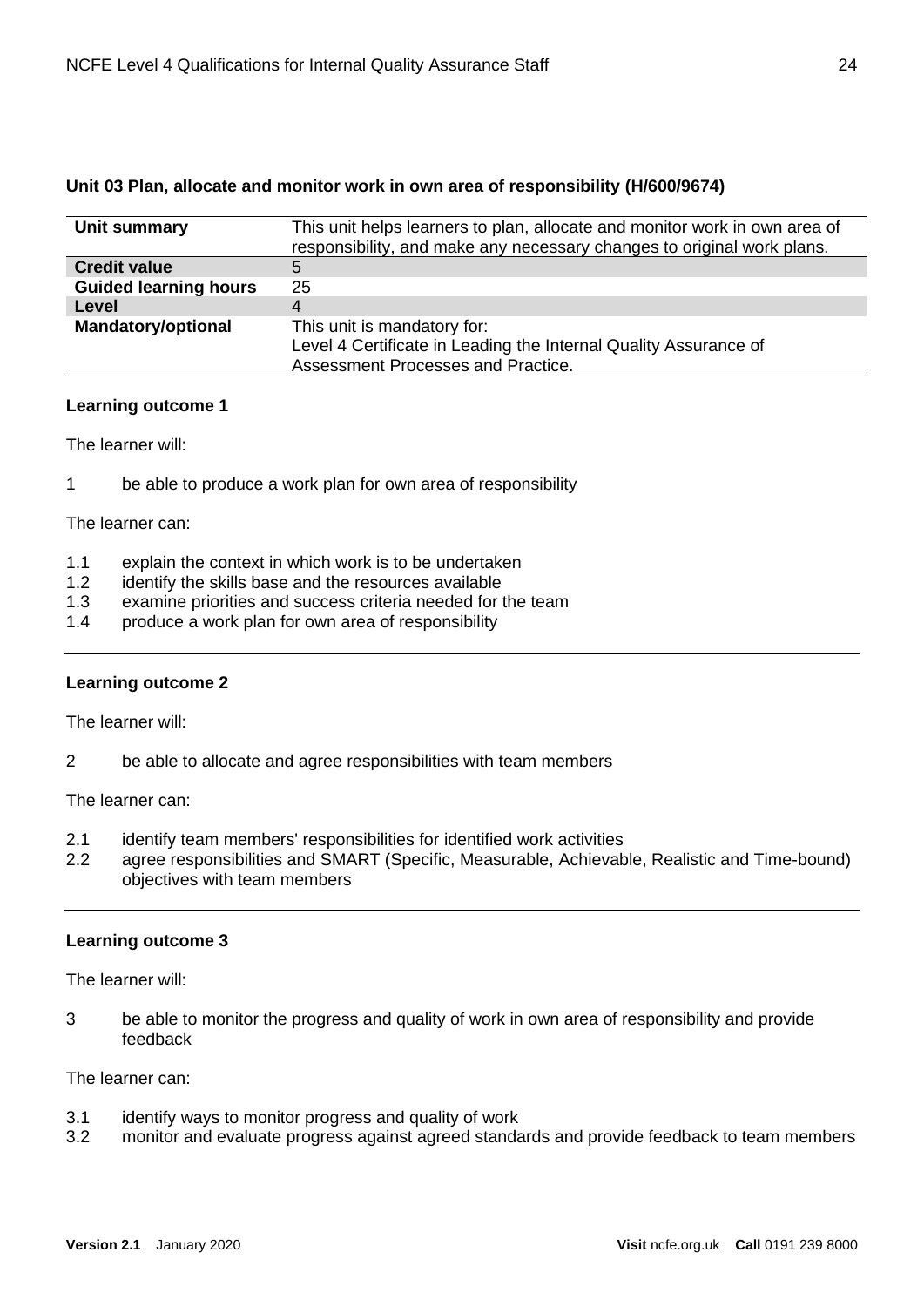### Unit 03 Plan, allocate and monitor work in own area of responsibility (H/600/9674)

| | |
|---|---|
| **Unit summary** | This unit helps learners to plan, allocate and monitor work in own area of responsibility, and make any necessary changes to original work plans. |
| **Credit value** | 5 |
| **Guided learning hours** | 25 |
| **Level** | 4 |
| **Mandatory/optional** | This unit is mandatory for:<br>Level 4 Certificate in Leading the Internal Quality Assurance of Assessment Processes and Practice. |

**Learning outcome 1**

The learner will:

1 be able to produce a work plan for own area of responsibility

The learner can:

1.1 explain the context in which work is to be undertaken
1.2 identify the skills base and the resources available
1.3 examine priorities and success criteria needed for the team
1.4 produce a work plan for own area of responsibility

---

**Learning outcome 2**

The learner will:

2 be able to allocate and agree responsibilities with team members

The learner can:

2.1 identify team members' responsibilities for identified work activities
2.2 agree responsibilities and SMART (Specific, Measurable, Achievable, Realistic and Time-bound) objectives with team members

---

**Learning outcome 3**

The learner will:

3 be able to monitor the progress and quality of work in own area of responsibility and provide feedback

The learner can:

3.1 identify ways to monitor progress and quality of work
3.2 monitor and evaluate progress against agreed standards and provide feedback to team members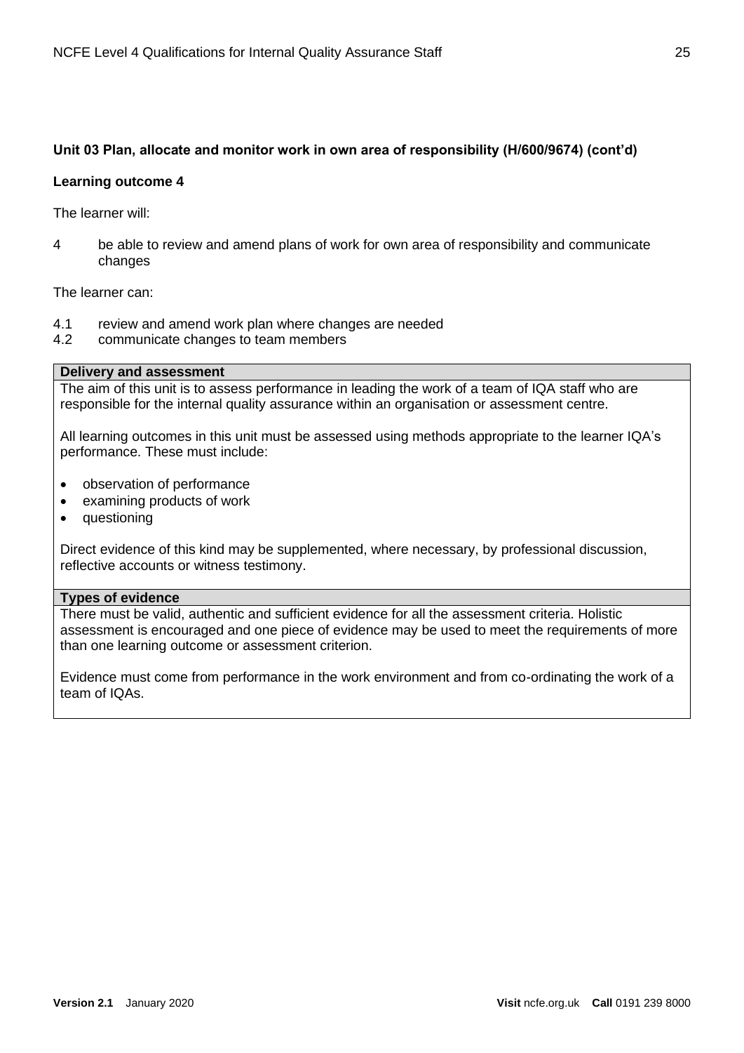**Unit 03 Plan, allocate and monitor work in own area of responsibility (H/600/9674) (cont'd)**

**Learning outcome 4**

The learner will:

4 be able to review and amend plans of work for own area of responsibility and communicate changes

The learner can:

4.1 review and amend work plan where changes are needed
4.2 communicate changes to team members

| **Delivery and assessment** |
|---|
| The aim of this unit is to assess performance in leading the work of a team of IQA staff who are responsible for the internal quality assurance within an organisation or assessment centre.<br><br>All learning outcomes in this unit must be assessed using methods appropriate to the learner IQA's performance. These must include:<br><br>• observation of performance<br>• examining products of work<br>• questioning<br><br>Direct evidence of this kind may be supplemented, where necessary, by professional discussion, reflective accounts or witness testimony. |
| **Types of evidence** |
| There must be valid, authentic and sufficient evidence for all the assessment criteria. Holistic assessment is encouraged and one piece of evidence may be used to meet the requirements of more than one learning outcome or assessment criterion.<br><br>Evidence must come from performance in the work environment and from co-ordinating the work of a team of IQAs. |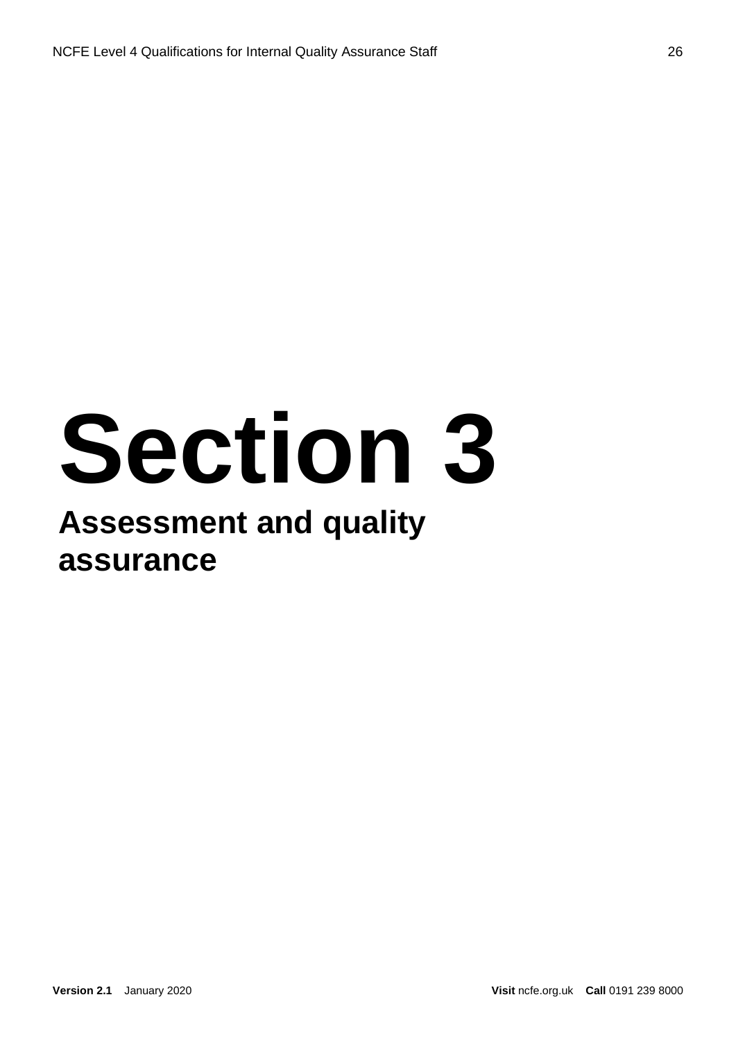# Section 3

## Assessment and quality assurance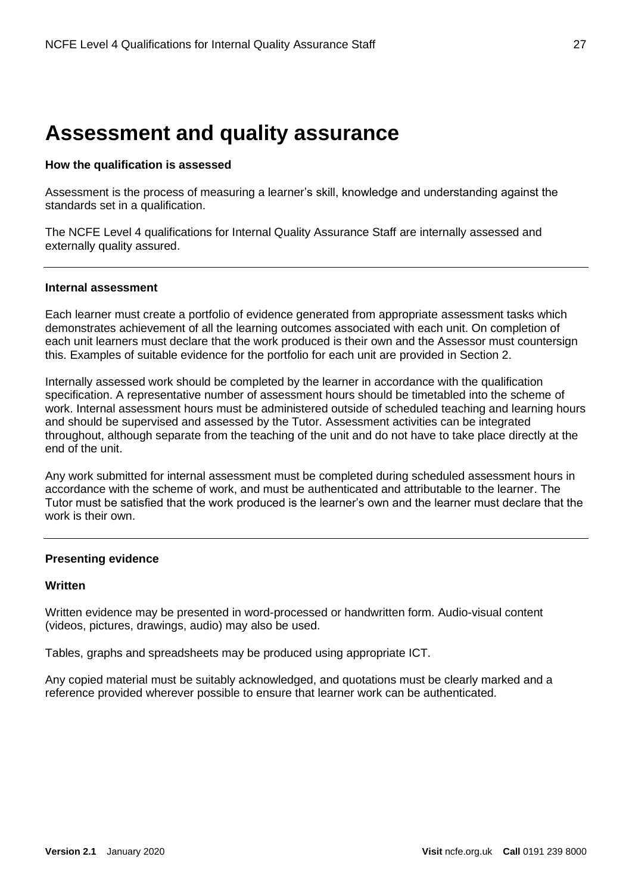# Assessment and quality assurance

**How the qualification is assessed**

Assessment is the process of measuring a learner's skill, knowledge and understanding against the standards set in a qualification.

The NCFE Level 4 qualifications for Internal Quality Assurance Staff are internally assessed and externally quality assured.

---

**Internal assessment**

Each learner must create a portfolio of evidence generated from appropriate assessment tasks which demonstrates achievement of all the learning outcomes associated with each unit. On completion of each unit learners must declare that the work produced is their own and the Assessor must countersign this. Examples of suitable evidence for the portfolio for each unit are provided in Section 2.

Internally assessed work should be completed by the learner in accordance with the qualification specification. A representative number of assessment hours should be timetabled into the scheme of work. Internal assessment hours must be administered outside of scheduled teaching and learning hours and should be supervised and assessed by the Tutor. Assessment activities can be integrated throughout, although separate from the teaching of the unit and do not have to take place directly at the end of the unit.

Any work submitted for internal assessment must be completed during scheduled assessment hours in accordance with the scheme of work, and must be authenticated and attributable to the learner. The Tutor must be satisfied that the work produced is the learner's own and the learner must declare that the work is their own.

---

**Presenting evidence**

**Written**

Written evidence may be presented in word-processed or handwritten form. Audio-visual content (videos, pictures, drawings, audio) may also be used.

Tables, graphs and spreadsheets may be produced using appropriate ICT.

Any copied material must be suitably acknowledged, and quotations must be clearly marked and a reference provided wherever possible to ensure that learner work can be authenticated.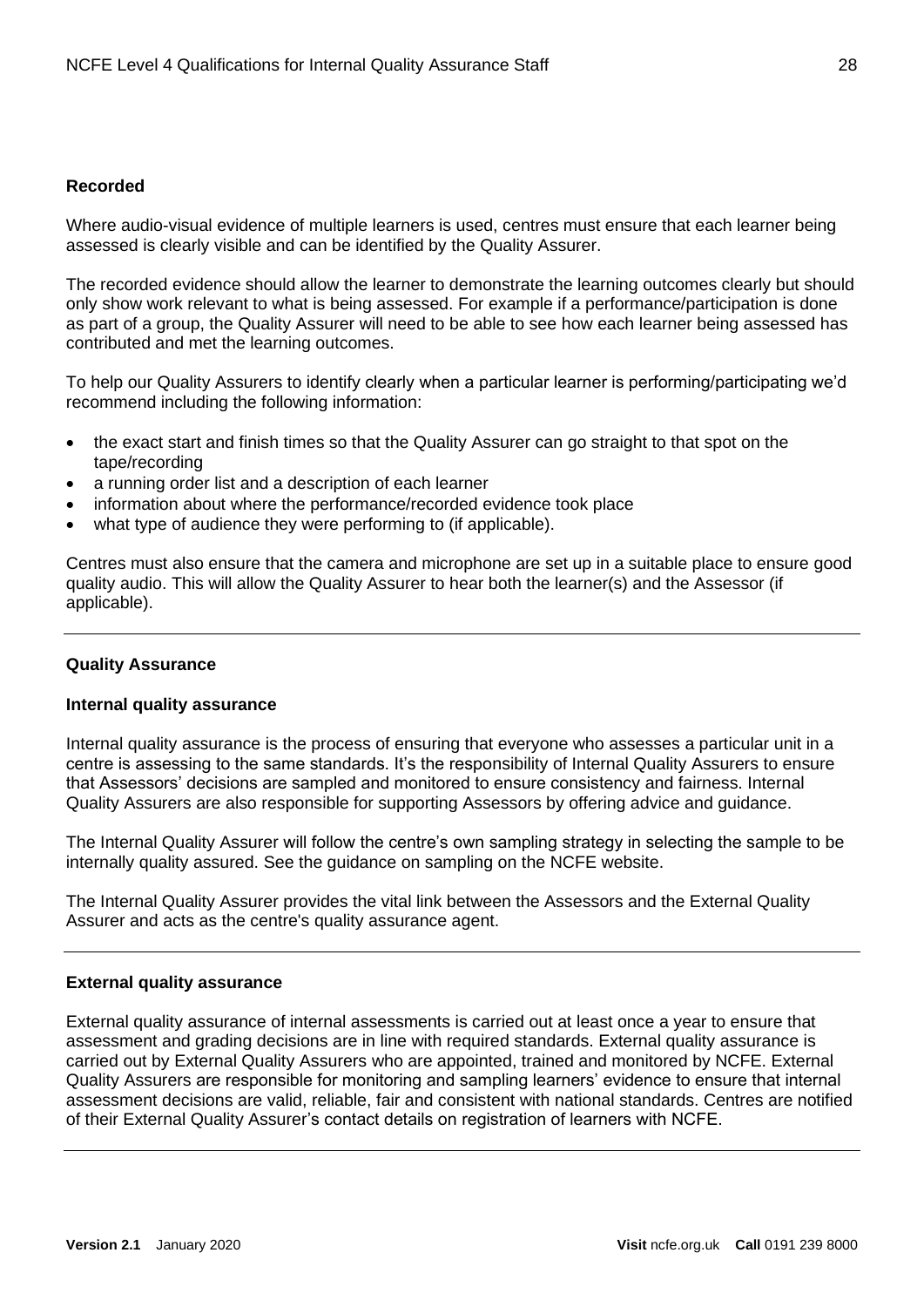**Recorded**

Where audio-visual evidence of multiple learners is used, centres must ensure that each learner being assessed is clearly visible and can be identified by the Quality Assurer.

The recorded evidence should allow the learner to demonstrate the learning outcomes clearly but should only show work relevant to what is being assessed. For example if a performance/participation is done as part of a group, the Quality Assurer will need to be able to see how each learner being assessed has contributed and met the learning outcomes.

To help our Quality Assurers to identify clearly when a particular learner is performing/participating we'd recommend including the following information:

- the exact start and finish times so that the Quality Assurer can go straight to that spot on the tape/recording
- a running order list and a description of each learner
- information about where the performance/recorded evidence took place
- what type of audience they were performing to (if applicable).

Centres must also ensure that the camera and microphone are set up in a suitable place to ensure good quality audio. This will allow the Quality Assurer to hear both the learner(s) and the Assessor (if applicable).

---

**Quality Assurance**

**Internal quality assurance**

Internal quality assurance is the process of ensuring that everyone who assesses a particular unit in a centre is assessing to the same standards. It's the responsibility of Internal Quality Assurers to ensure that Assessors' decisions are sampled and monitored to ensure consistency and fairness. Internal Quality Assurers are also responsible for supporting Assessors by offering advice and guidance.

The Internal Quality Assurer will follow the centre's own sampling strategy in selecting the sample to be internally quality assured. See the guidance on sampling on the NCFE website.

The Internal Quality Assurer provides the vital link between the Assessors and the External Quality Assurer and acts as the centre's quality assurance agent.

---

**External quality assurance**

External quality assurance of internal assessments is carried out at least once a year to ensure that assessment and grading decisions are in line with required standards. External quality assurance is carried out by External Quality Assurers who are appointed, trained and monitored by NCFE. External Quality Assurers are responsible for monitoring and sampling learners' evidence to ensure that internal assessment decisions are valid, reliable, fair and consistent with national standards. Centres are notified of their External Quality Assurer's contact details on registration of learners with NCFE.

---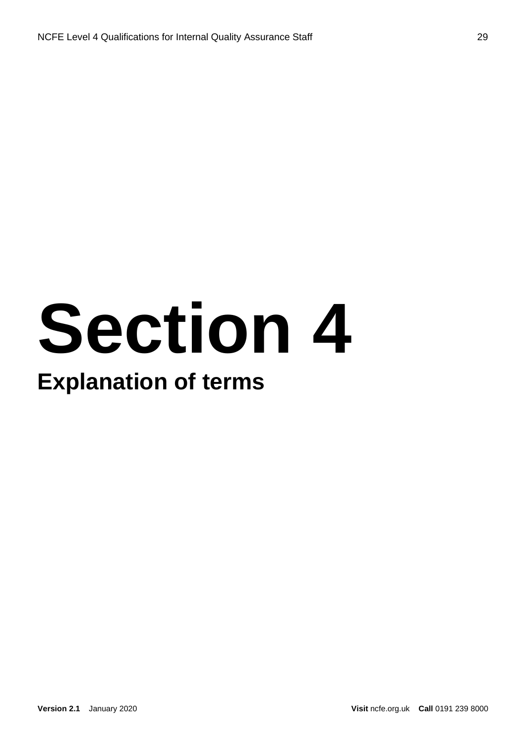# Section 4

## Explanation of terms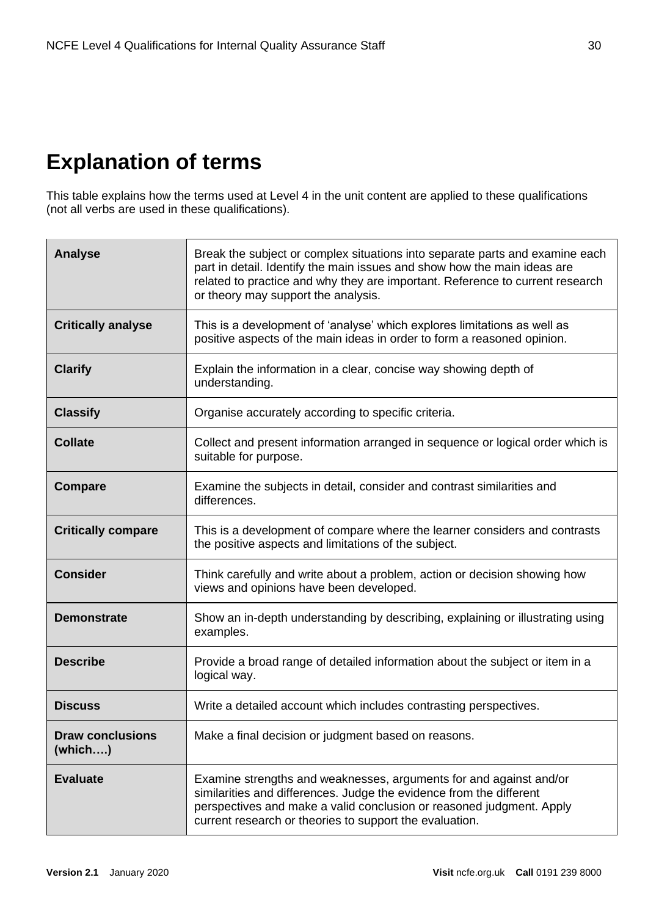# Explanation of terms

This table explains how the terms used at Level 4 in the unit content are applied to these qualifications (not all verbs are used in these qualifications).

| | |
|---|---|
| **Analyse** | Break the subject or complex situations into separate parts and examine each part in detail. Identify the main issues and show how the main ideas are related to practice and why they are important. Reference to current research or theory may support the analysis. |
| **Critically analyse** | This is a development of 'analyse' which explores limitations as well as positive aspects of the main ideas in order to form a reasoned opinion. |
| **Clarify** | Explain the information in a clear, concise way showing depth of understanding. |
| **Classify** | Organise accurately according to specific criteria. |
| **Collate** | Collect and present information arranged in sequence or logical order which is suitable for purpose. |
| **Compare** | Examine the subjects in detail, consider and contrast similarities and differences. |
| **Critically compare** | This is a development of compare where the learner considers and contrasts the positive aspects and limitations of the subject. |
| **Consider** | Think carefully and write about a problem, action or decision showing how views and opinions have been developed. |
| **Demonstrate** | Show an in-depth understanding by describing, explaining or illustrating using examples. |
| **Describe** | Provide a broad range of detailed information about the subject or item in a logical way. |
| **Discuss** | Write a detailed account which includes contrasting perspectives. |
| **Draw conclusions (which….)** | Make a final decision or judgment based on reasons. |
| **Evaluate** | Examine strengths and weaknesses, arguments for and against and/or similarities and differences. Judge the evidence from the different perspectives and make a valid conclusion or reasoned judgment. Apply current research or theories to support the evaluation. |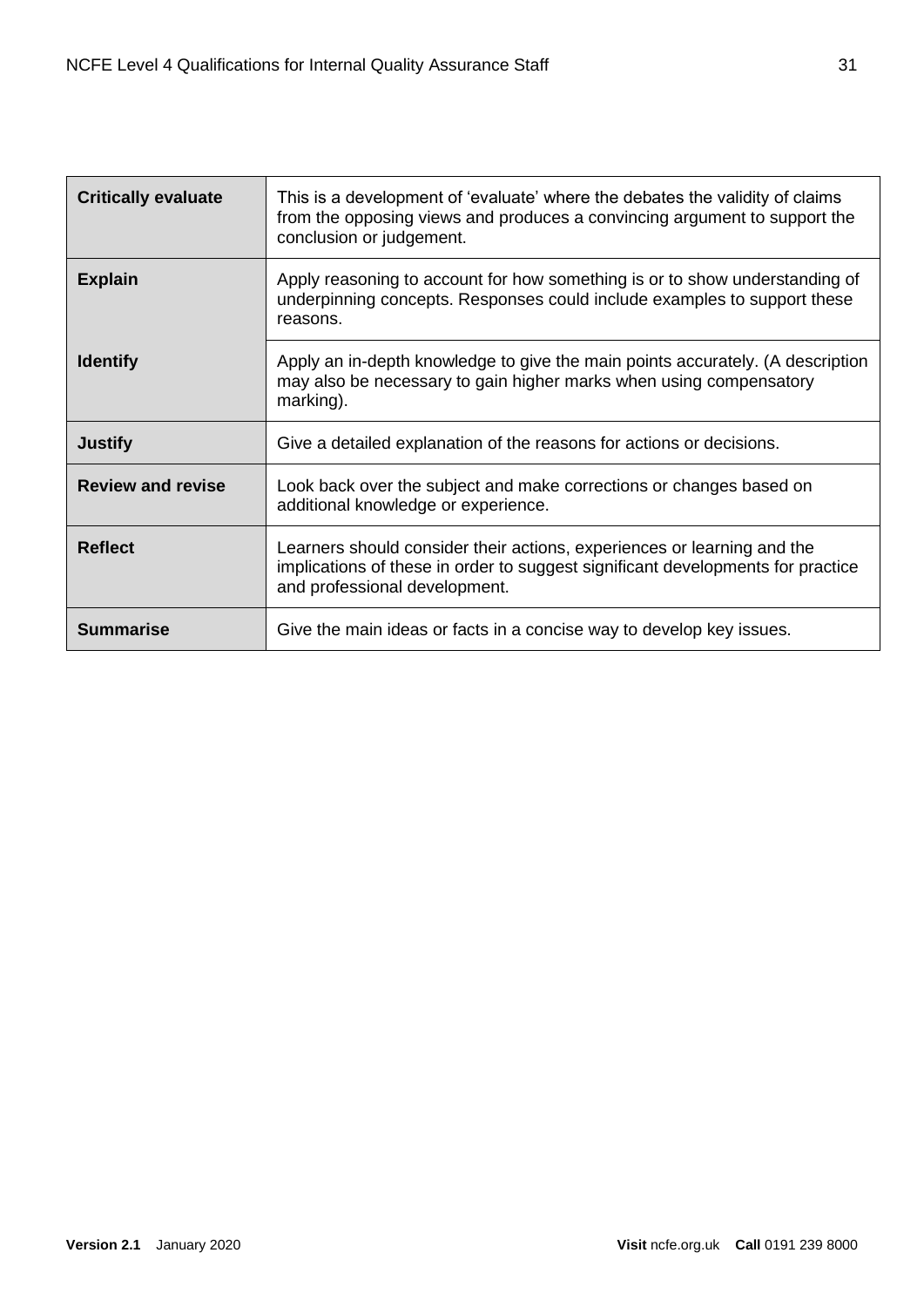| | |
|---|---|
| **Critically evaluate** | This is a development of 'evaluate' where the debates the validity of claims from the opposing views and produces a convincing argument to support the conclusion or judgement. |
| **Explain** | Apply reasoning to account for how something is or to show understanding of underpinning concepts. Responses could include examples to support these reasons. |
| **Identify** | Apply an in-depth knowledge to give the main points accurately. (A description may also be necessary to gain higher marks when using compensatory marking). |
| **Justify** | Give a detailed explanation of the reasons for actions or decisions. |
| **Review and revise** | Look back over the subject and make corrections or changes based on additional knowledge or experience. |
| **Reflect** | Learners should consider their actions, experiences or learning and the implications of these in order to suggest significant developments for practice and professional development. |
| **Summarise** | Give the main ideas or facts in a concise way to develop key issues. |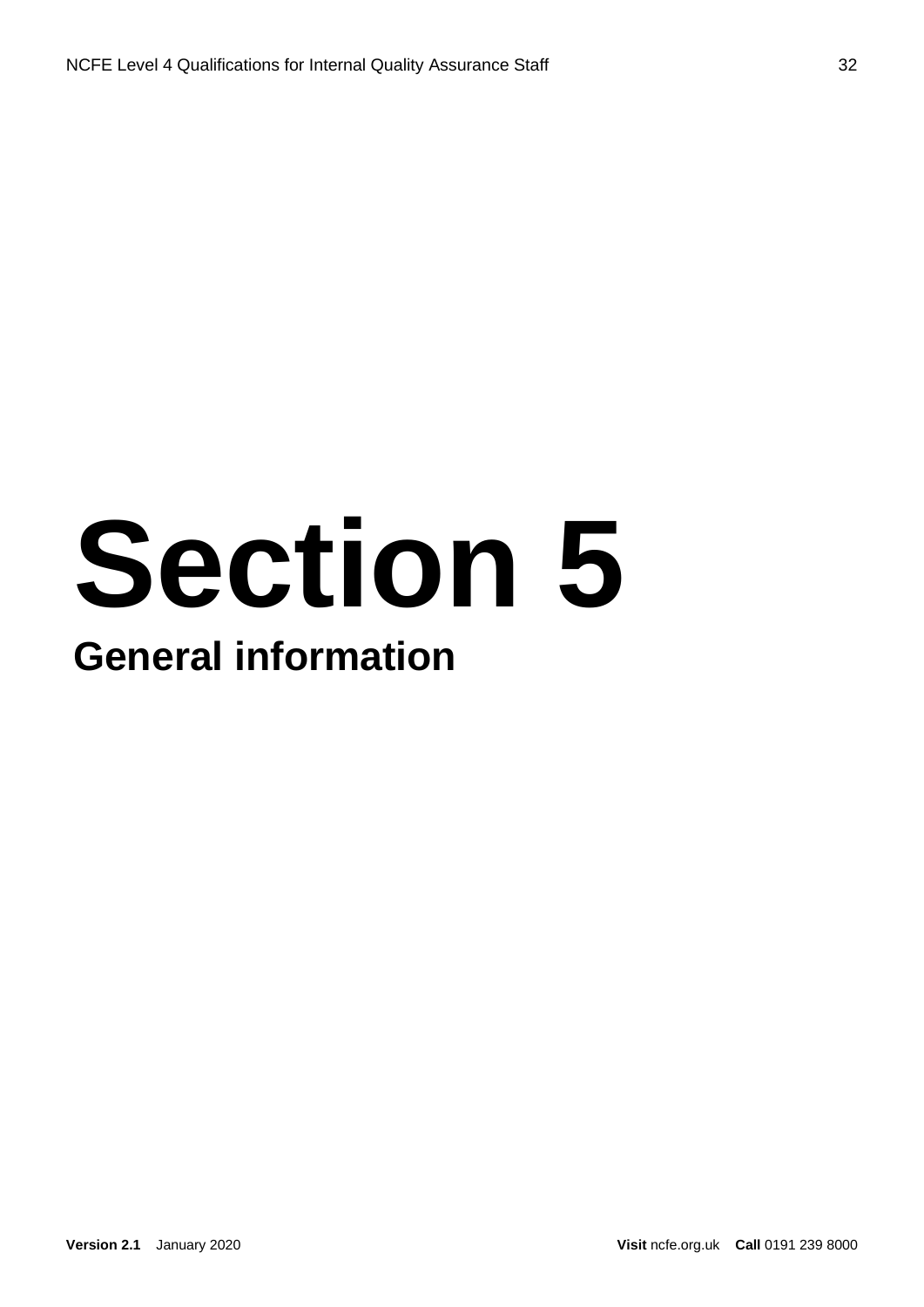# Section 5

## General information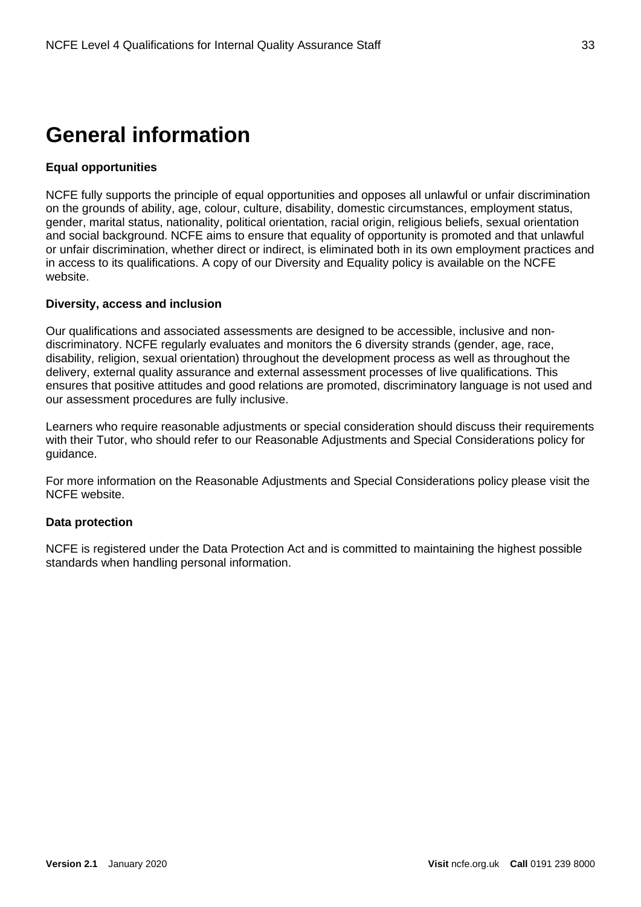# General information

**Equal opportunities**

NCFE fully supports the principle of equal opportunities and opposes all unlawful or unfair discrimination on the grounds of ability, age, colour, culture, disability, domestic circumstances, employment status, gender, marital status, nationality, political orientation, racial origin, religious beliefs, sexual orientation and social background. NCFE aims to ensure that equality of opportunity is promoted and that unlawful or unfair discrimination, whether direct or indirect, is eliminated both in its own employment practices and in access to its qualifications. A copy of our Diversity and Equality policy is available on the NCFE website.

**Diversity, access and inclusion**

Our qualifications and associated assessments are designed to be accessible, inclusive and non-discriminatory. NCFE regularly evaluates and monitors the 6 diversity strands (gender, age, race, disability, religion, sexual orientation) throughout the development process as well as throughout the delivery, external quality assurance and external assessment processes of live qualifications. This ensures that positive attitudes and good relations are promoted, discriminatory language is not used and our assessment procedures are fully inclusive.

Learners who require reasonable adjustments or special consideration should discuss their requirements with their Tutor, who should refer to our Reasonable Adjustments and Special Considerations policy for guidance.

For more information on the Reasonable Adjustments and Special Considerations policy please visit the NCFE website.

**Data protection**

NCFE is registered under the Data Protection Act and is committed to maintaining the highest possible standards when handling personal information.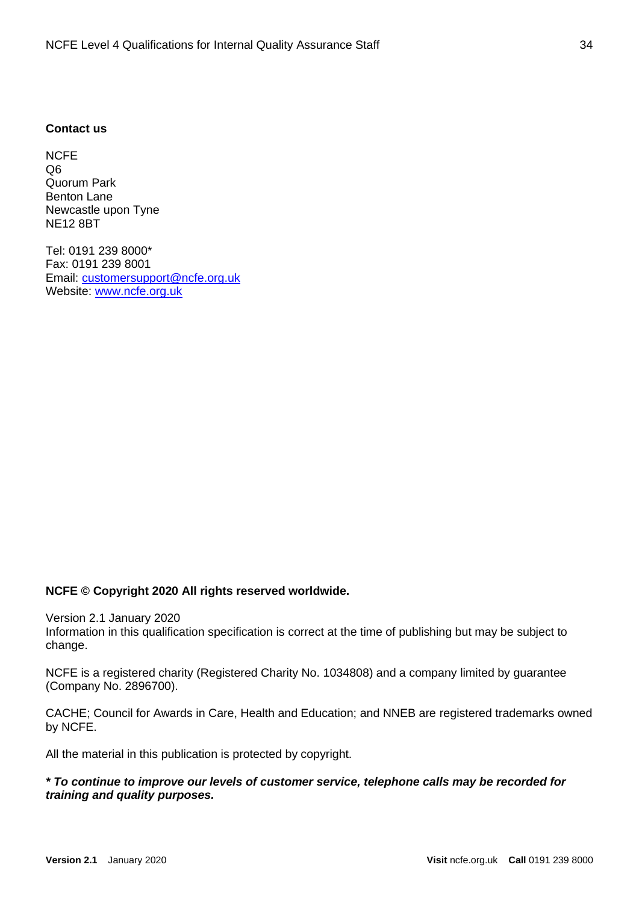**Contact us**

NCFE
Q6
Quorum Park
Benton Lane
Newcastle upon Tyne
NE12 8BT

Tel: 0191 239 8000*
Fax: 0191 239 8001
Email: customersupport@ncfe.org.uk
Website: www.ncfe.org.uk

**NCFE © Copyright 2020 All rights reserved worldwide.**

Version 2.1 January 2020
Information in this qualification specification is correct at the time of publishing but may be subject to change.

NCFE is a registered charity (Registered Charity No. 1034808) and a company limited by guarantee (Company No. 2896700).

CACHE; Council for Awards in Care, Health and Education; and NNEB are registered trademarks owned by NCFE.

All the material in this publication is protected by copyright.

***** ***To continue to improve our levels of customer service, telephone calls may be recorded for training and quality purposes.***